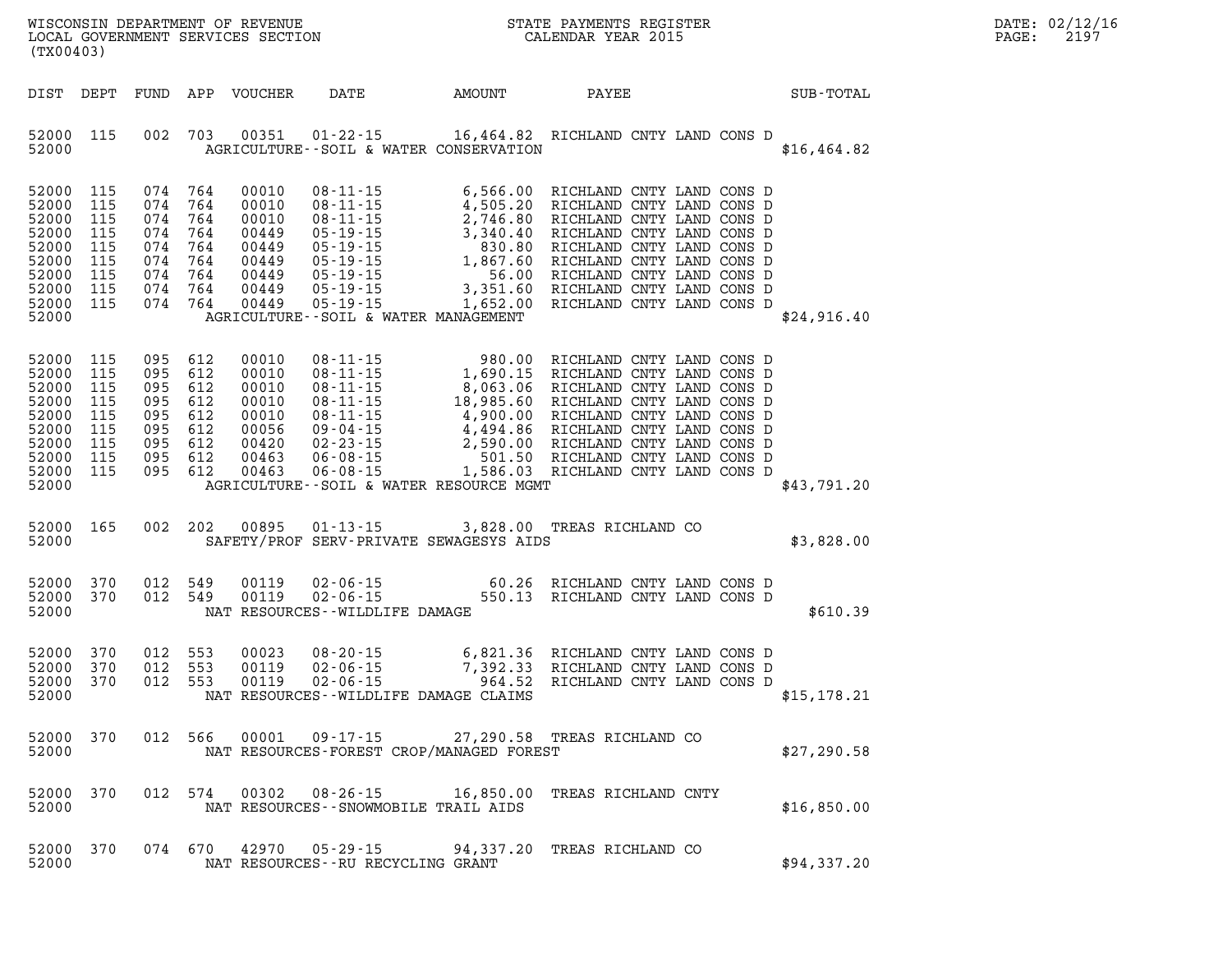WISCONSIN DEPARTMENT OF REVENUE
LOCAL GOVERNMENT SERVICES SECTION
(TX00403)

STATE PAYMENTS REGISTER
CALENDAR YEAR 2015

DATE: 02/12/16

| DIST | DEPT | FUND | APP | VOUCHER | DATE | AMOUNT | PAYEE | SUB-TOTAL |
|---|---|---|---|---|---|---|---|---|
| 52000 | 115 | 002 | 703 | 00351 | 01-22-15 | 16,464.82 | RICHLAND CNTY LAND CONS D | |
| 52000 | | | | | AGRICULTURE--SOIL & WATER CONSERVATION | | | $16,464.82 |
| 52000 | 115 | 074 | 764 | 00010 | 08-11-15 | 6,566.00 | RICHLAND CNTY LAND CONS D | |
| 52000 | 115 | 074 | 764 | 00010 | 08-11-15 | 4,505.20 | RICHLAND CNTY LAND CONS D | |
| 52000 | 115 | 074 | 764 | 00010 | 08-11-15 | 2,746.80 | RICHLAND CNTY LAND CONS D | |
| 52000 | 115 | 074 | 764 | 00449 | 05-19-15 | 3,340.40 | RICHLAND CNTY LAND CONS D | |
| 52000 | 115 | 074 | 764 | 00449 | 05-19-15 | 830.80 | RICHLAND CNTY LAND CONS D | |
| 52000 | 115 | 074 | 764 | 00449 | 05-19-15 | 1,867.60 | RICHLAND CNTY LAND CONS D | |
| 52000 | 115 | 074 | 764 | 00449 | 05-19-15 | 56.00 | RICHLAND CNTY LAND CONS D | |
| 52000 | 115 | 074 | 764 | 00449 | 05-19-15 | 3,351.60 | RICHLAND CNTY LAND CONS D | |
| 52000 | 115 | 074 | 764 | 00449 | 05-19-15 | 1,652.00 | RICHLAND CNTY LAND CONS D | |
| 52000 | | | | | AGRICULTURE--SOIL & WATER MANAGEMENT | | | $24,916.40 |
| 52000 | 115 | 095 | 612 | 00010 | 08-11-15 | 980.00 | RICHLAND CNTY LAND CONS D | |
| 52000 | 115 | 095 | 612 | 00010 | 08-11-15 | 1,690.15 | RICHLAND CNTY LAND CONS D | |
| 52000 | 115 | 095 | 612 | 00010 | 08-11-15 | 8,063.06 | RICHLAND CNTY LAND CONS D | |
| 52000 | 115 | 095 | 612 | 00010 | 08-11-15 | 18,985.60 | RICHLAND CNTY LAND CONS D | |
| 52000 | 115 | 095 | 612 | 00010 | 08-11-15 | 4,900.00 | RICHLAND CNTY LAND CONS D | |
| 52000 | 115 | 095 | 612 | 00056 | 09-04-15 | 4,494.86 | RICHLAND CNTY LAND CONS D | |
| 52000 | 115 | 095 | 612 | 00420 | 02-23-15 | 2,590.00 | RICHLAND CNTY LAND CONS D | |
| 52000 | 115 | 095 | 612 | 00463 | 06-08-15 | 501.50 | RICHLAND CNTY LAND CONS D | |
| 52000 | 115 | 095 | 612 | 00463 | 06-08-15 | 1,586.03 | RICHLAND CNTY LAND CONS D | |
| 52000 | | | | | AGRICULTURE--SOIL & WATER RESOURCE MGMT | | | $43,791.20 |
| 52000 | 165 | 002 | 202 | 00895 | 01-13-15 | 3,828.00 | TREAS RICHLAND CO | |
| 52000 | | | | | SAFETY/PROF SERV-PRIVATE SEWAGESYS AIDS | | | $3,828.00 |
| 52000 | 370 | 012 | 549 | 00119 | 02-06-15 | 60.26 | RICHLAND CNTY LAND CONS D | |
| 52000 | 370 | 012 | 549 | 00119 | 02-06-15 | 550.13 | RICHLAND CNTY LAND CONS D | |
| 52000 | | | | | NAT RESOURCES--WILDLIFE DAMAGE | | | $610.39 |
| 52000 | 370 | 012 | 553 | 00023 | 08-20-15 | 6,821.36 | RICHLAND CNTY LAND CONS D | |
| 52000 | 370 | 012 | 553 | 00119 | 02-06-15 | 7,392.33 | RICHLAND CNTY LAND CONS D | |
| 52000 | 370 | 012 | 553 | 00119 | 02-06-15 | 964.52 | RICHLAND CNTY LAND CONS D | |
| 52000 | | | | | NAT RESOURCES--WILDLIFE DAMAGE CLAIMS | | | $15,178.21 |
| 52000 | 370 | 012 | 566 | 00001 | 09-17-15 | 27,290.58 | TREAS RICHLAND CO | |
| 52000 | | | | | NAT RESOURCES-FOREST CROP/MANAGED FOREST | | | $27,290.58 |
| 52000 | 370 | 012 | 574 | 00302 | 08-26-15 | 16,850.00 | TREAS RICHLAND CNTY | |
| 52000 | | | | | NAT RESOURCES--SNOWMOBILE TRAIL AIDS | | | $16,850.00 |
| 52000 | 370 | 074 | 670 | 42970 | 05-29-15 | 94,337.20 | TREAS RICHLAND CO | |
| 52000 | | | | | NAT RESOURCES--RU RECYCLING GRANT | | | $94,337.20 |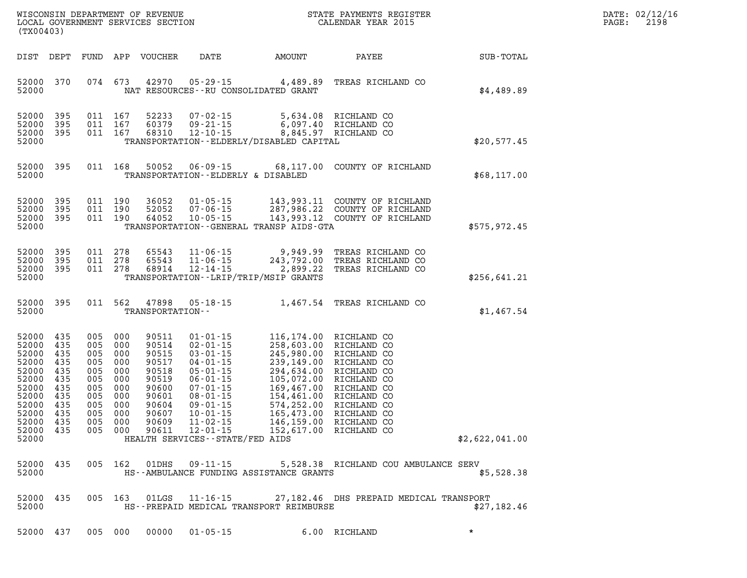WISCONSIN DEPARTMENT OF REVENUE
LOCAL GOVERNMENT SERVICES SECTION
(TX00403)

STATE PAYMENTS REGISTER
CALENDAR YEAR 2015

| DIST | DEPT | FUND | APP | VOUCHER | DATE | AMOUNT | PAYEE | SUB-TOTAL |
|---|---|---|---|---|---|---|---|---|
| 52000 | 370 | 074 | 673 | 42970 | 05-29-15 | 4,489.89 | TREAS RICHLAND CO | |
| 52000 | | | | NAT RESOURCES--RU CONSOLIDATED GRANT | | | | $4,489.89 |
| 52000 | 395 | 011 | 167 | 52233 | 07-02-15 | 5,634.08 | RICHLAND CO | |
| 52000 | 395 | 011 | 167 | 60379 | 09-21-15 | 6,097.40 | RICHLAND CO | |
| 52000 | 395 | 011 | 167 | 68310 | 12-10-15 | 8,845.97 | RICHLAND CO | |
| 52000 | | | | TRANSPORTATION--ELDERLY/DISABLED CAPITAL | | | | $20,577.45 |
| 52000 | 395 | 011 | 168 | 50052 | 06-09-15 | 68,117.00 | COUNTY OF RICHLAND | |
| 52000 | | | | TRANSPORTATION--ELDERLY & DISABLED | | | | $68,117.00 |
| 52000 | 395 | 011 | 190 | 36052 | 01-05-15 | 143,993.11 | COUNTY OF RICHLAND | |
| 52000 | 395 | 011 | 190 | 52052 | 07-06-15 | 287,986.22 | COUNTY OF RICHLAND | |
| 52000 | 395 | 011 | 190 | 64052 | 10-05-15 | 143,993.12 | COUNTY OF RICHLAND | |
| 52000 | | | | TRANSPORTATION--GENERAL TRANSP AIDS-GTA | | | | $575,972.45 |
| 52000 | 395 | 011 | 278 | 65543 | 11-06-15 | 9,949.99 | TREAS RICHLAND CO | |
| 52000 | 395 | 011 | 278 | 65543 | 11-06-15 | 243,792.00 | TREAS RICHLAND CO | |
| 52000 | 395 | 011 | 278 | 68914 | 12-14-15 | 2,899.22 | TREAS RICHLAND CO | |
| 52000 | | | | TRANSPORTATION--LRIP/TRIP/MSIP GRANTS | | | | $256,641.21 |
| 52000 | 395 | 011 | 562 | 47898 | 05-18-15 | 1,467.54 | TREAS RICHLAND CO | |
| 52000 | | | | TRANSPORTATION-- | | | | $1,467.54 |
| 52000 | 435 | 005 | 000 | 90511 | 01-01-15 | 116,174.00 | RICHLAND CO | |
| 52000 | 435 | 005 | 000 | 90514 | 02-01-15 | 258,603.00 | RICHLAND CO | |
| 52000 | 435 | 005 | 000 | 90515 | 03-01-15 | 245,980.00 | RICHLAND CO | |
| 52000 | 435 | 005 | 000 | 90517 | 04-01-15 | 239,149.00 | RICHLAND CO | |
| 52000 | 435 | 005 | 000 | 90518 | 05-01-15 | 294,634.00 | RICHLAND CO | |
| 52000 | 435 | 005 | 000 | 90519 | 06-01-15 | 105,072.00 | RICHLAND CO | |
| 52000 | 435 | 005 | 000 | 90600 | 07-01-15 | 169,467.00 | RICHLAND CO | |
| 52000 | 435 | 005 | 000 | 90601 | 08-01-15 | 154,461.00 | RICHLAND CO | |
| 52000 | 435 | 005 | 000 | 90604 | 09-01-15 | 574,252.00 | RICHLAND CO | |
| 52000 | 435 | 005 | 000 | 90607 | 10-01-15 | 165,473.00 | RICHLAND CO | |
| 52000 | 435 | 005 | 000 | 90609 | 11-02-15 | 146,159.00 | RICHLAND CO | |
| 52000 | 435 | 005 | 000 | 90611 | 12-01-15 | 152,617.00 | RICHLAND CO | |
| 52000 | | | | HEALTH SERVICES--STATE/FED AIDS | | | | $2,622,041.00 |
| 52000 | 435 | 005 | 162 | 01DHS | 09-11-15 | 5,528.38 | RICHLAND COU AMBULANCE SERV | |
| 52000 | | | | HS--AMBULANCE FUNDING ASSISTANCE GRANTS | | | | $5,528.38 |
| 52000 | 435 | 005 | 163 | 01LGS | 11-16-15 | 27,182.46 | DHS PREPAID MEDICAL TRANSPORT | |
| 52000 | | | | HS--PREPAID MEDICAL TRANSPORT REIMBURSE | | | | $27,182.46 |
| 52000 | 437 | 005 | 000 | 00000 | 01-05-15 | 6.00 | RICHLAND | * |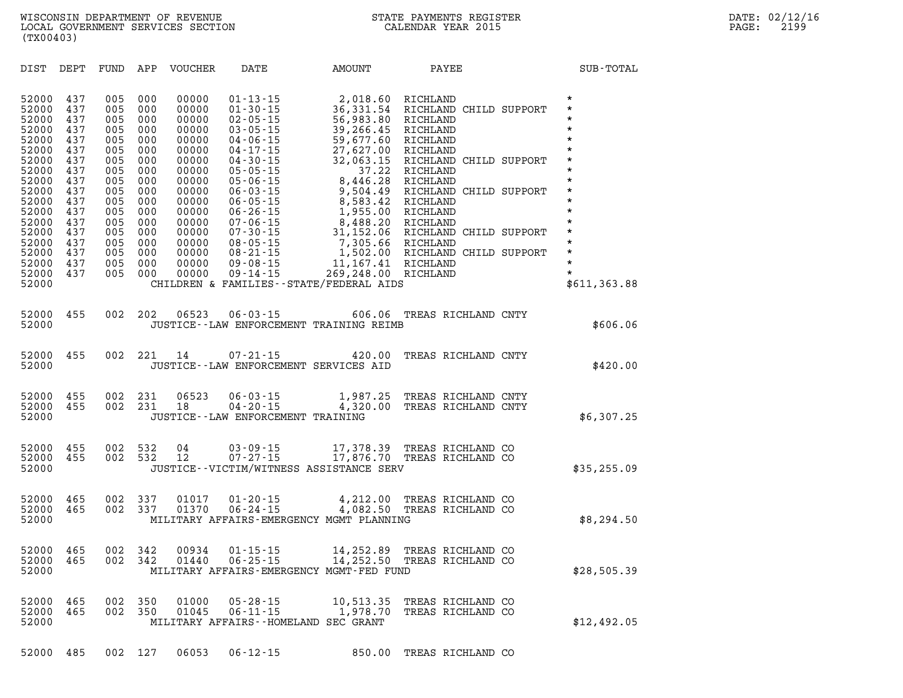| DIST | DEPT | FUND | APP | VOUCHER | DATE | AMOUNT | PAYEE | SUB-TOTAL |
|---|---|---|---|---|---|---|---|---|
| 52000 | 437 | 005 | 000 | 00000 | 01-13-15 | 2,018.60 | RICHLAND | * |
| 52000 | 437 | 005 | 000 | 00000 | 01-30-15 | 36,331.54 | RICHLAND CHILD SUPPORT | * |
| 52000 | 437 | 005 | 000 | 00000 | 02-05-15 | 56,983.80 | RICHLAND | * |
| 52000 | 437 | 005 | 000 | 00000 | 03-05-15 | 39,266.45 | RICHLAND | * |
| 52000 | 437 | 005 | 000 | 00000 | 04-06-15 | 59,677.60 | RICHLAND | * |
| 52000 | 437 | 005 | 000 | 00000 | 04-17-15 | 27,627.00 | RICHLAND | * |
| 52000 | 437 | 005 | 000 | 00000 | 04-30-15 | 32,063.15 | RICHLAND CHILD SUPPORT | * |
| 52000 | 437 | 005 | 000 | 00000 | 05-05-15 | 37.22 | RICHLAND | * |
| 52000 | 437 | 005 | 000 | 00000 | 05-06-15 | 8,446.28 | RICHLAND | * |
| 52000 | 437 | 005 | 000 | 00000 | 06-03-15 | 9,504.49 | RICHLAND CHILD SUPPORT | * |
| 52000 | 437 | 005 | 000 | 00000 | 06-05-15 | 8,583.42 | RICHLAND | * |
| 52000 | 437 | 005 | 000 | 00000 | 06-26-15 | 1,955.00 | RICHLAND | * |
| 52000 | 437 | 005 | 000 | 00000 | 07-06-15 | 8,488.20 | RICHLAND | * |
| 52000 | 437 | 005 | 000 | 00000 | 07-30-15 | 31,152.06 | RICHLAND CHILD SUPPORT | * |
| 52000 | 437 | 005 | 000 | 00000 | 08-05-15 | 7,305.66 | RICHLAND | * |
| 52000 | 437 | 005 | 000 | 00000 | 08-21-15 | 1,502.00 | RICHLAND CHILD SUPPORT | * |
| 52000 | 437 | 005 | 000 | 00000 | 09-08-15 | 11,167.41 | RICHLAND | * |
| 52000 | 437 | 005 | 000 | 00000 | 09-14-15 | 269,248.00 | RICHLAND | * |
| 52000 | | | | | CHILDREN & FAMILIES--STATE/FEDERAL AIDS | | | $611,363.88 |
| 52000 | 455 | 002 | 202 | 06523 | 06-03-15 | 606.06 | TREAS RICHLAND CNTY | |
| 52000 | | | | | JUSTICE--LAW ENFORCEMENT TRAINING REIMB | | | $606.06 |
| 52000 | 455 | 002 | 221 | 14 | 07-21-15 | 420.00 | TREAS RICHLAND CNTY | |
| 52000 | | | | | JUSTICE--LAW ENFORCEMENT SERVICES AID | | | $420.00 |
| 52000 | 455 | 002 | 231 | 06523 | 06-03-15 | 1,987.25 | TREAS RICHLAND CNTY | |
| 52000 | 455 | 002 | 231 | 18 | 04-20-15 | 4,320.00 | TREAS RICHLAND CNTY | |
| 52000 | | | | | JUSTICE--LAW ENFORCEMENT TRAINING | | | $6,307.25 |
| 52000 | 455 | 002 | 532 | 04 | 03-09-15 | 17,378.39 | TREAS RICHLAND CO | |
| 52000 | 455 | 002 | 532 | 12 | 07-27-15 | 17,876.70 | TREAS RICHLAND CO | |
| 52000 | | | | | JUSTICE--VICTIM/WITNESS ASSISTANCE SERV | | | $35,255.09 |
| 52000 | 465 | 002 | 337 | 01017 | 01-20-15 | 4,212.00 | TREAS RICHLAND CO | |
| 52000 | 465 | 002 | 337 | 01370 | 06-24-15 | 4,082.50 | TREAS RICHLAND CO | |
| 52000 | | | | | MILITARY AFFAIRS-EMERGENCY MGMT PLANNING | | | $8,294.50 |
| 52000 | 465 | 002 | 342 | 00934 | 01-15-15 | 14,252.89 | TREAS RICHLAND CO | |
| 52000 | 465 | 002 | 342 | 01440 | 06-25-15 | 14,252.50 | TREAS RICHLAND CO | |
| 52000 | | | | | MILITARY AFFAIRS-EMERGENCY MGMT-FED FUND | | | $28,505.39 |
| 52000 | 465 | 002 | 350 | 01000 | 05-28-15 | 10,513.35 | TREAS RICHLAND CO | |
| 52000 | 465 | 002 | 350 | 01045 | 06-11-15 | 1,978.70 | TREAS RICHLAND CO | |
| 52000 | | | | | MILITARY AFFAIRS--HOMELAND SEC GRANT | | | $12,492.05 |
| 52000 | 485 | 002 | 127 | 06053 | 06-12-15 | 850.00 | TREAS RICHLAND CO | |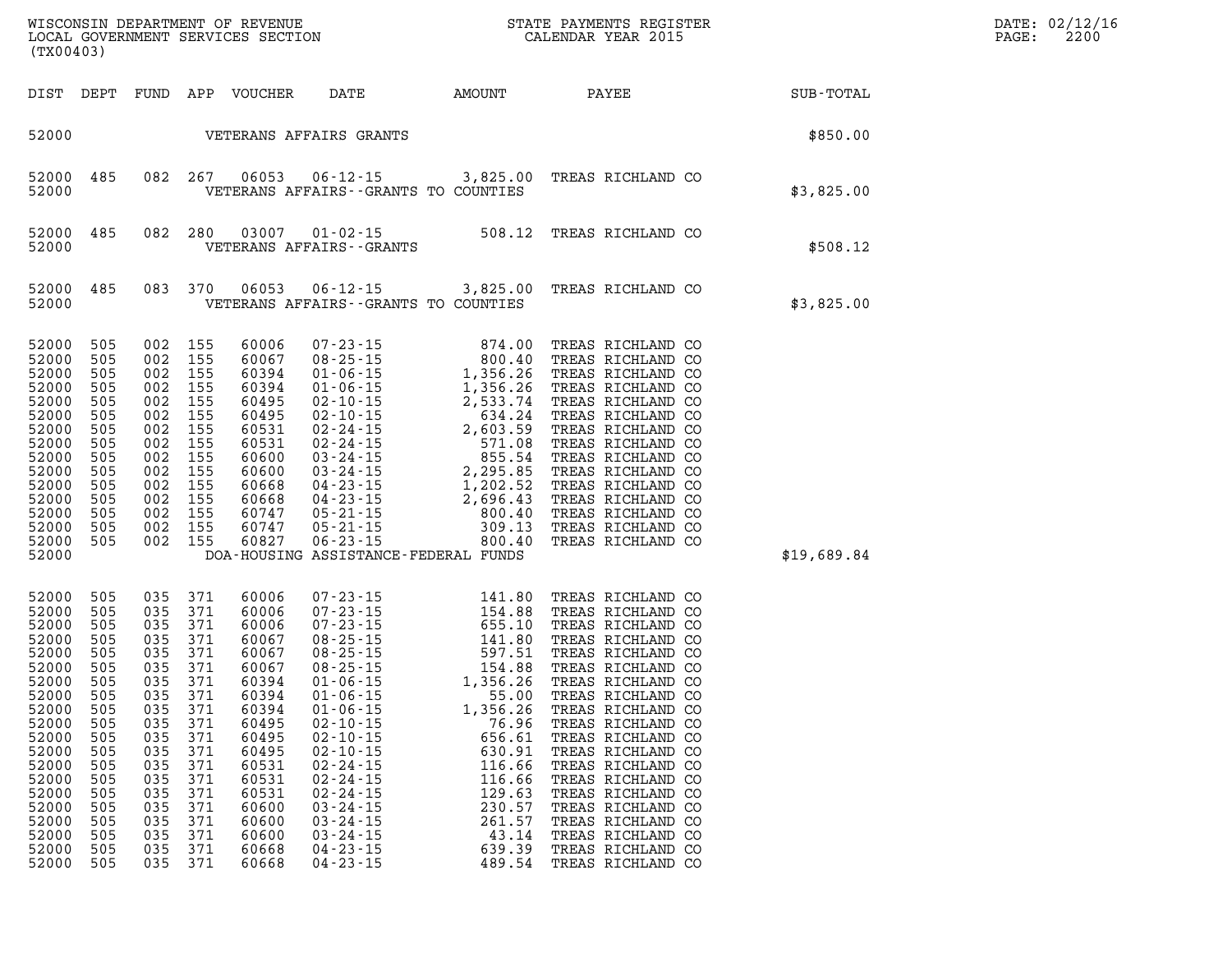| DIST | DEPT | FUND | APP | VOUCHER | DATE | AMOUNT | PAYEE | SUB-TOTAL |
|---|---|---|---|---|---|---|---|---|
| 52000 | | | | VETERANS AFFAIRS GRANTS | | | | $850.00 |
| 52000 | 485 | 082 | 267 | 06053 | 06-12-15 | 3,825.00 | TREAS RICHLAND CO | |
| 52000 | | | | VETERANS AFFAIRS--GRANTS TO COUNTIES | | | | $3,825.00 |
| 52000 | 485 | 082 | 280 | 03007 | 01-02-15 | 508.12 | TREAS RICHLAND CO | |
| 52000 | | | | VETERANS AFFAIRS--GRANTS | | | | $508.12 |
| 52000 | 485 | 083 | 370 | 06053 | 06-12-15 | 3,825.00 | TREAS RICHLAND CO | |
| 52000 | | | | VETERANS AFFAIRS--GRANTS TO COUNTIES | | | | $3,825.00 |
| 52000 | 505 | 002 | 155 | 60006 | 07-23-15 | 874.00 | TREAS RICHLAND CO | |
| 52000 | 505 | 002 | 155 | 60067 | 08-25-15 | 800.40 | TREAS RICHLAND CO | |
| 52000 | 505 | 002 | 155 | 60394 | 01-06-15 | 1,356.26 | TREAS RICHLAND CO | |
| 52000 | 505 | 002 | 155 | 60394 | 01-06-15 | 1,356.26 | TREAS RICHLAND CO | |
| 52000 | 505 | 002 | 155 | 60495 | 02-10-15 | 2,533.74 | TREAS RICHLAND CO | |
| 52000 | 505 | 002 | 155 | 60495 | 02-10-15 | 634.24 | TREAS RICHLAND CO | |
| 52000 | 505 | 002 | 155 | 60531 | 02-24-15 | 2,603.59 | TREAS RICHLAND CO | |
| 52000 | 505 | 002 | 155 | 60531 | 02-24-15 | 571.08 | TREAS RICHLAND CO | |
| 52000 | 505 | 002 | 155 | 60600 | 03-24-15 | 855.54 | TREAS RICHLAND CO | |
| 52000 | 505 | 002 | 155 | 60600 | 03-24-15 | 2,295.85 | TREAS RICHLAND CO | |
| 52000 | 505 | 002 | 155 | 60668 | 04-23-15 | 1,202.52 | TREAS RICHLAND CO | |
| 52000 | 505 | 002 | 155 | 60668 | 04-23-15 | 2,696.43 | TREAS RICHLAND CO | |
| 52000 | 505 | 002 | 155 | 60747 | 05-21-15 | 800.40 | TREAS RICHLAND CO | |
| 52000 | 505 | 002 | 155 | 60747 | 05-21-15 | 309.13 | TREAS RICHLAND CO | |
| 52000 | 505 | 002 | 155 | 60827 | 06-23-15 | 800.40 | TREAS RICHLAND CO | |
| 52000 | | | | DOA-HOUSING ASSISTANCE-FEDERAL FUNDS | | | | $19,689.84 |
| 52000 | 505 | 035 | 371 | 60006 | 07-23-15 | 141.80 | TREAS RICHLAND CO | |
| 52000 | 505 | 035 | 371 | 60006 | 07-23-15 | 154.88 | TREAS RICHLAND CO | |
| 52000 | 505 | 035 | 371 | 60006 | 07-23-15 | 655.10 | TREAS RICHLAND CO | |
| 52000 | 505 | 035 | 371 | 60067 | 08-25-15 | 141.80 | TREAS RICHLAND CO | |
| 52000 | 505 | 035 | 371 | 60067 | 08-25-15 | 597.51 | TREAS RICHLAND CO | |
| 52000 | 505 | 035 | 371 | 60067 | 08-25-15 | 154.88 | TREAS RICHLAND CO | |
| 52000 | 505 | 035 | 371 | 60394 | 01-06-15 | 1,356.26 | TREAS RICHLAND CO | |
| 52000 | 505 | 035 | 371 | 60394 | 01-06-15 | 55.00 | TREAS RICHLAND CO | |
| 52000 | 505 | 035 | 371 | 60394 | 01-06-15 | 1,356.26 | TREAS RICHLAND CO | |
| 52000 | 505 | 035 | 371 | 60495 | 02-10-15 | 76.96 | TREAS RICHLAND CO | |
| 52000 | 505 | 035 | 371 | 60495 | 02-10-15 | 656.61 | TREAS RICHLAND CO | |
| 52000 | 505 | 035 | 371 | 60495 | 02-10-15 | 630.91 | TREAS RICHLAND CO | |
| 52000 | 505 | 035 | 371 | 60531 | 02-24-15 | 116.66 | TREAS RICHLAND CO | |
| 52000 | 505 | 035 | 371 | 60531 | 02-24-15 | 116.66 | TREAS RICHLAND CO | |
| 52000 | 505 | 035 | 371 | 60531 | 02-24-15 | 129.63 | TREAS RICHLAND CO | |
| 52000 | 505 | 035 | 371 | 60600 | 03-24-15 | 230.57 | TREAS RICHLAND CO | |
| 52000 | 505 | 035 | 371 | 60600 | 03-24-15 | 261.57 | TREAS RICHLAND CO | |
| 52000 | 505 | 035 | 371 | 60600 | 03-24-15 | 43.14 | TREAS RICHLAND CO | |
| 52000 | 505 | 035 | 371 | 60668 | 04-23-15 | 639.39 | TREAS RICHLAND CO | |
| 52000 | 505 | 035 | 371 | 60668 | 04-23-15 | 489.54 | TREAS RICHLAND CO | |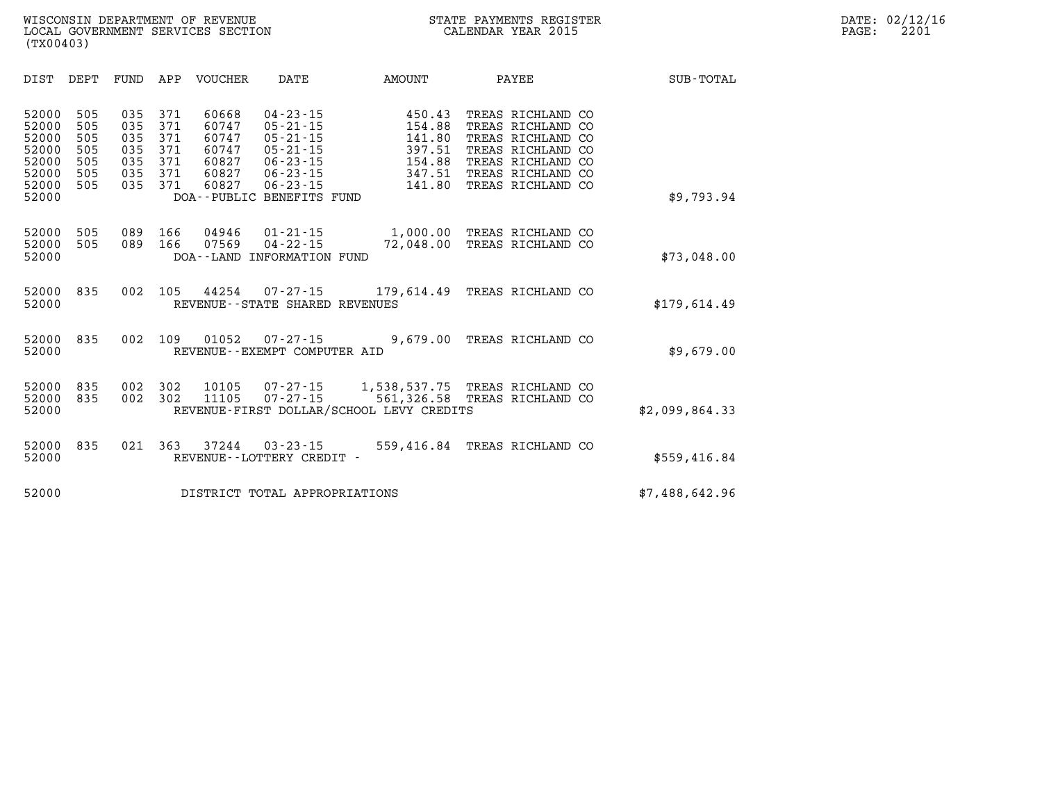WISCONSIN DEPARTMENT OF REVENUE
LOCAL GOVERNMENT SERVICES SECTION
(TX00403)

STATE PAYMENTS REGISTER
CALENDAR YEAR 2015

DATE: 02/12/16

| DIST | DEPT | FUND | APP | VOUCHER | DATE | AMOUNT | PAYEE | SUB-TOTAL |
|---|---|---|---|---|---|---|---|---|
| 52000 | 505 | 035 | 371 | 60668 | 04-23-15 | 450.43 | TREAS RICHLAND CO | |
| 52000 | 505 | 035 | 371 | 60747 | 05-21-15 | 154.88 | TREAS RICHLAND CO | |
| 52000 | 505 | 035 | 371 | 60747 | 05-21-15 | 141.80 | TREAS RICHLAND CO | |
| 52000 | 505 | 035 | 371 | 60747 | 05-21-15 | 397.51 | TREAS RICHLAND CO | |
| 52000 | 505 | 035 | 371 | 60827 | 06-23-15 | 154.88 | TREAS RICHLAND CO | |
| 52000 | 505 | 035 | 371 | 60827 | 06-23-15 | 347.51 | TREAS RICHLAND CO | |
| 52000 | 505 | 035 | 371 | 60827 | 06-23-15 | 141.80 | TREAS RICHLAND CO | |
| 52000 | | | | DOA--PUBLIC BENEFITS FUND | | | | $9,793.94 |
| 52000 | 505 | 089 | 166 | 04946 | 01-21-15 | 1,000.00 | TREAS RICHLAND CO | |
| 52000 | 505 | 089 | 166 | 07569 | 04-22-15 | 72,048.00 | TREAS RICHLAND CO | |
| 52000 | | | | DOA--LAND INFORMATION FUND | | | | $73,048.00 |
| 52000 | 835 | 002 | 105 | 44254 | 07-27-15 | 179,614.49 | TREAS RICHLAND CO | |
| 52000 | | | | REVENUE--STATE SHARED REVENUES | | | | $179,614.49 |
| 52000 | 835 | 002 | 109 | 01052 | 07-27-15 | 9,679.00 | TREAS RICHLAND CO | |
| 52000 | | | | REVENUE--EXEMPT COMPUTER AID | | | | $9,679.00 |
| 52000 | 835 | 002 | 302 | 10105 | 07-27-15 | 1,538,537.75 | TREAS RICHLAND CO | |
| 52000 | 835 | 002 | 302 | 11105 | 07-27-15 | 561,326.58 | TREAS RICHLAND CO | |
| 52000 | | | | REVENUE-FIRST DOLLAR/SCHOOL LEVY CREDITS | | | | $2,099,864.33 |
| 52000 | 835 | 021 | 363 | 37244 | 03-23-15 | 559,416.84 | TREAS RICHLAND CO | |
| 52000 | | | | REVENUE--LOTTERY CREDIT - | | | | $559,416.84 |
| 52000 | | | | DISTRICT TOTAL APPROPRIATIONS | | | | $7,488,642.96 |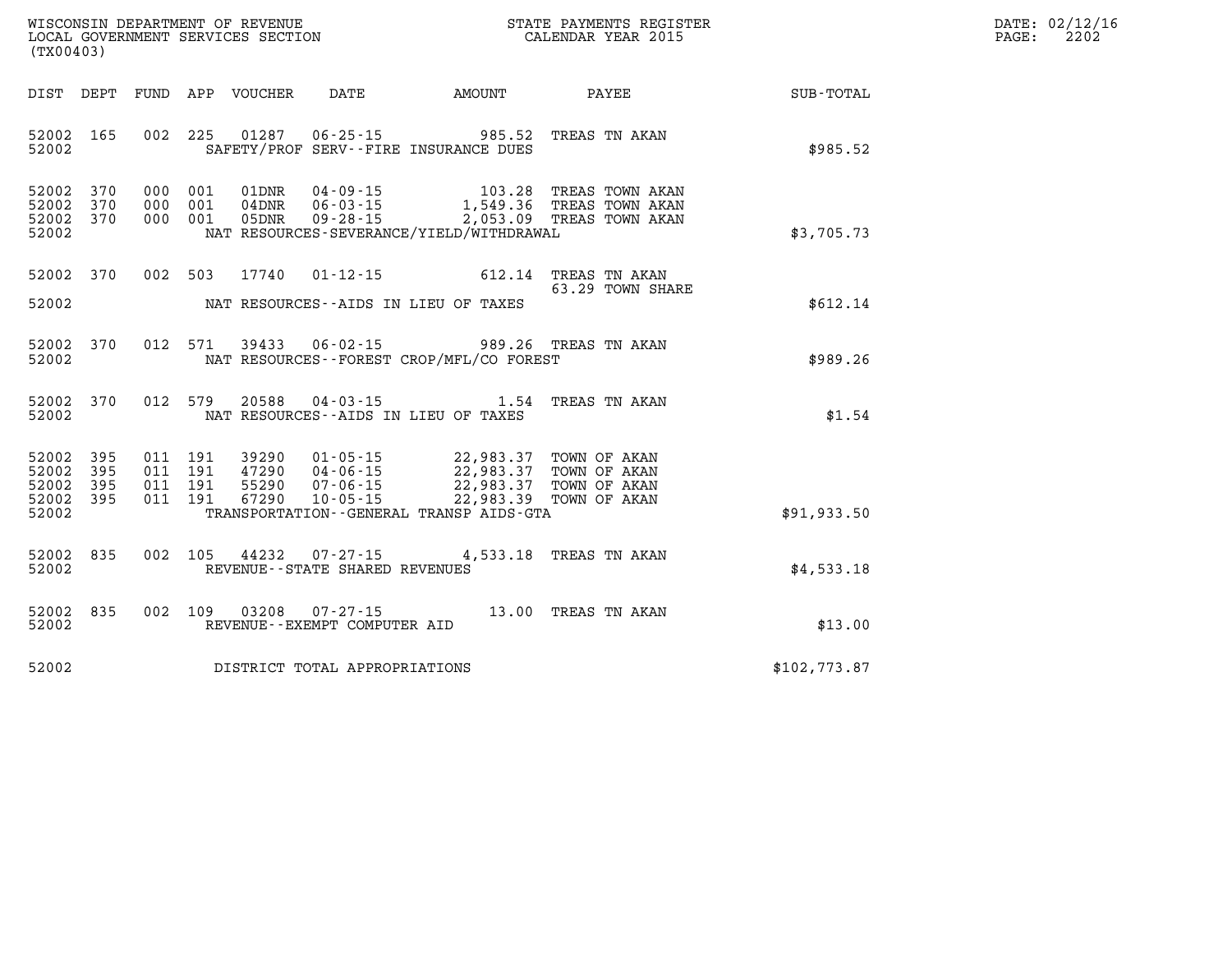WISCONSIN DEPARTMENT OF REVENUE
LOCAL GOVERNMENT SERVICES SECTION
(TX00403)

STATE PAYMENTS REGISTER
CALENDAR YEAR 2015

DATE: 02/12/16
PAGE: 2202

| DIST | DEPT | FUND | APP | VOUCHER | DATE | AMOUNT | PAYEE | SUB-TOTAL |
|---|---|---|---|---|---|---|---|---|
| 52002 | 165 | 002 | 225 | 01287 | 06-25-15 | 985.52 | TREAS TN AKAN | |
| 52002 | | | | | SAFETY/PROF SERV--FIRE INSURANCE DUES | | | $985.52 |
| 52002 | 370 | 000 | 001 | 01DNR | 04-09-15 | 103.28 | TREAS TOWN AKAN | |
| 52002 | 370 | 000 | 001 | 04DNR | 06-03-15 | 1,549.36 | TREAS TOWN AKAN | |
| 52002 | 370 | 000 | 001 | 05DNR | 09-28-15 | 2,053.09 | TREAS TOWN AKAN | |
| 52002 | | | | | NAT RESOURCES-SEVERANCE/YIELD/WITHDRAWAL | | | $3,705.73 |
| 52002 | 370 | 002 | 503 | 17740 | 01-12-15 | 612.14 | TREAS TN AKAN | |
| | | | | | | | 63.29 TOWN SHARE | |
| 52002 | | | | | NAT RESOURCES--AIDS IN LIEU OF TAXES | | | $612.14 |
| 52002 | 370 | 012 | 571 | 39433 | 06-02-15 | 989.26 | TREAS TN AKAN | |
| 52002 | | | | | NAT RESOURCES--FOREST CROP/MFL/CO FOREST | | | $989.26 |
| 52002 | 370 | 012 | 579 | 20588 | 04-03-15 | 1.54 | TREAS TN AKAN | |
| 52002 | | | | | NAT RESOURCES--AIDS IN LIEU OF TAXES | | | $1.54 |
| 52002 | 395 | 011 | 191 | 39290 | 01-05-15 | 22,983.37 | TOWN OF AKAN | |
| 52002 | 395 | 011 | 191 | 47290 | 04-06-15 | 22,983.37 | TOWN OF AKAN | |
| 52002 | 395 | 011 | 191 | 55290 | 07-06-15 | 22,983.37 | TOWN OF AKAN | |
| 52002 | 395 | 011 | 191 | 67290 | 10-05-15 | 22,983.39 | TOWN OF AKAN | |
| 52002 | | | | | TRANSPORTATION--GENERAL TRANSP AIDS-GTA | | | $91,933.50 |
| 52002 | 835 | 002 | 105 | 44232 | 07-27-15 | 4,533.18 | TREAS TN AKAN | |
| 52002 | | | | | REVENUE--STATE SHARED REVENUES | | | $4,533.18 |
| 52002 | 835 | 002 | 109 | 03208 | 07-27-15 | 13.00 | TREAS TN AKAN | |
| 52002 | | | | | REVENUE--EXEMPT COMPUTER AID | | | $13.00 |
| 52002 | | | | | DISTRICT TOTAL APPROPRIATIONS | | | $102,773.87 |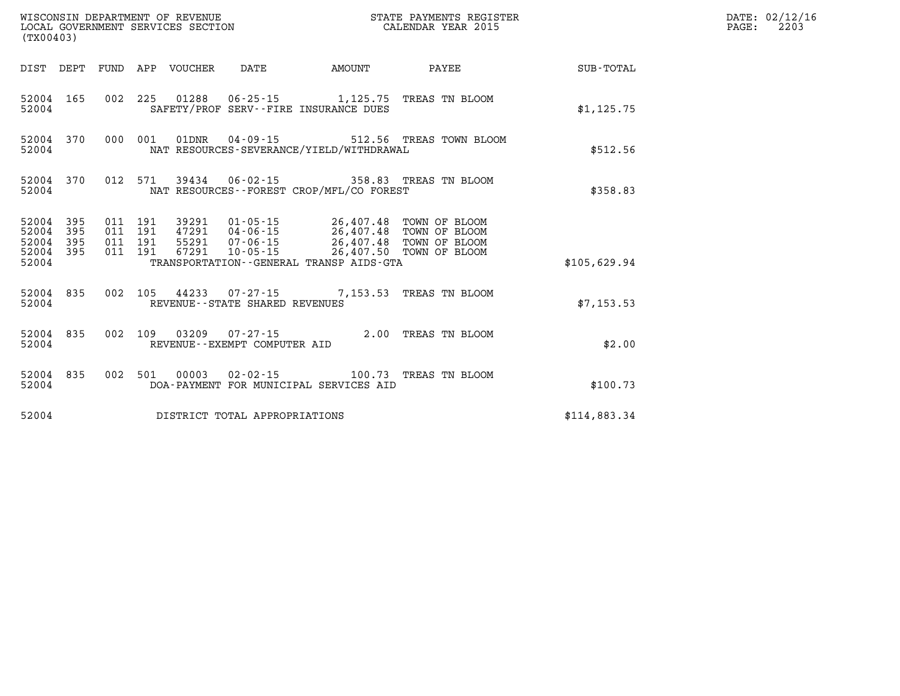WISCONSIN DEPARTMENT OF REVENUE
LOCAL GOVERNMENT SERVICES SECTION
(TX00403)

STATE PAYMENTS REGISTER
CALENDAR YEAR 2015

DATE: 02/12/16
PAGE: 2203

| DIST | DEPT | FUND | APP | VOUCHER | DATE | AMOUNT | PAYEE | SUB-TOTAL |
|---|---|---|---|---|---|---|---|---|
| 52004 | 165 | 002 | 225 | 01288 | 06-25-15 | 1,125.75 | TREAS TN BLOOM | |
| 52004 | | | | SAFETY/PROF SERV--FIRE INSURANCE DUES | | | | $1,125.75 |
| 52004 | 370 | 000 | 001 | 01DNR | 04-09-15 | 512.56 | TREAS TOWN BLOOM | |
| 52004 | | | | NAT RESOURCES-SEVERANCE/YIELD/WITHDRAWAL | | | | $512.56 |
| 52004 | 370 | 012 | 571 | 39434 | 06-02-15 | 358.83 | TREAS TN BLOOM | |
| 52004 | | | | NAT RESOURCES--FOREST CROP/MFL/CO FOREST | | | | $358.83 |
| 52004 | 395 | 011 | 191 | 39291 | 01-05-15 | 26,407.48 | TOWN OF BLOOM | |
| 52004 | 395 | 011 | 191 | 47291 | 04-06-15 | 26,407.48 | TOWN OF BLOOM | |
| 52004 | 395 | 011 | 191 | 55291 | 07-06-15 | 26,407.48 | TOWN OF BLOOM | |
| 52004 | 395 | 011 | 191 | 67291 | 10-05-15 | 26,407.50 | TOWN OF BLOOM | |
| 52004 | | | | TRANSPORTATION--GENERAL TRANSP AIDS-GTA | | | | $105,629.94 |
| 52004 | 835 | 002 | 105 | 44233 | 07-27-15 | 7,153.53 | TREAS TN BLOOM | |
| 52004 | | | | REVENUE--STATE SHARED REVENUES | | | | $7,153.53 |
| 52004 | 835 | 002 | 109 | 03209 | 07-27-15 | 2.00 | TREAS TN BLOOM | |
| 52004 | | | | REVENUE--EXEMPT COMPUTER AID | | | | $2.00 |
| 52004 | 835 | 002 | 501 | 00003 | 02-02-15 | 100.73 | TREAS TN BLOOM | |
| 52004 | | | | DOA-PAYMENT FOR MUNICIPAL SERVICES AID | | | | $100.73 |
| 52004 | | | | DISTRICT TOTAL APPROPRIATIONS | | | | $114,883.34 |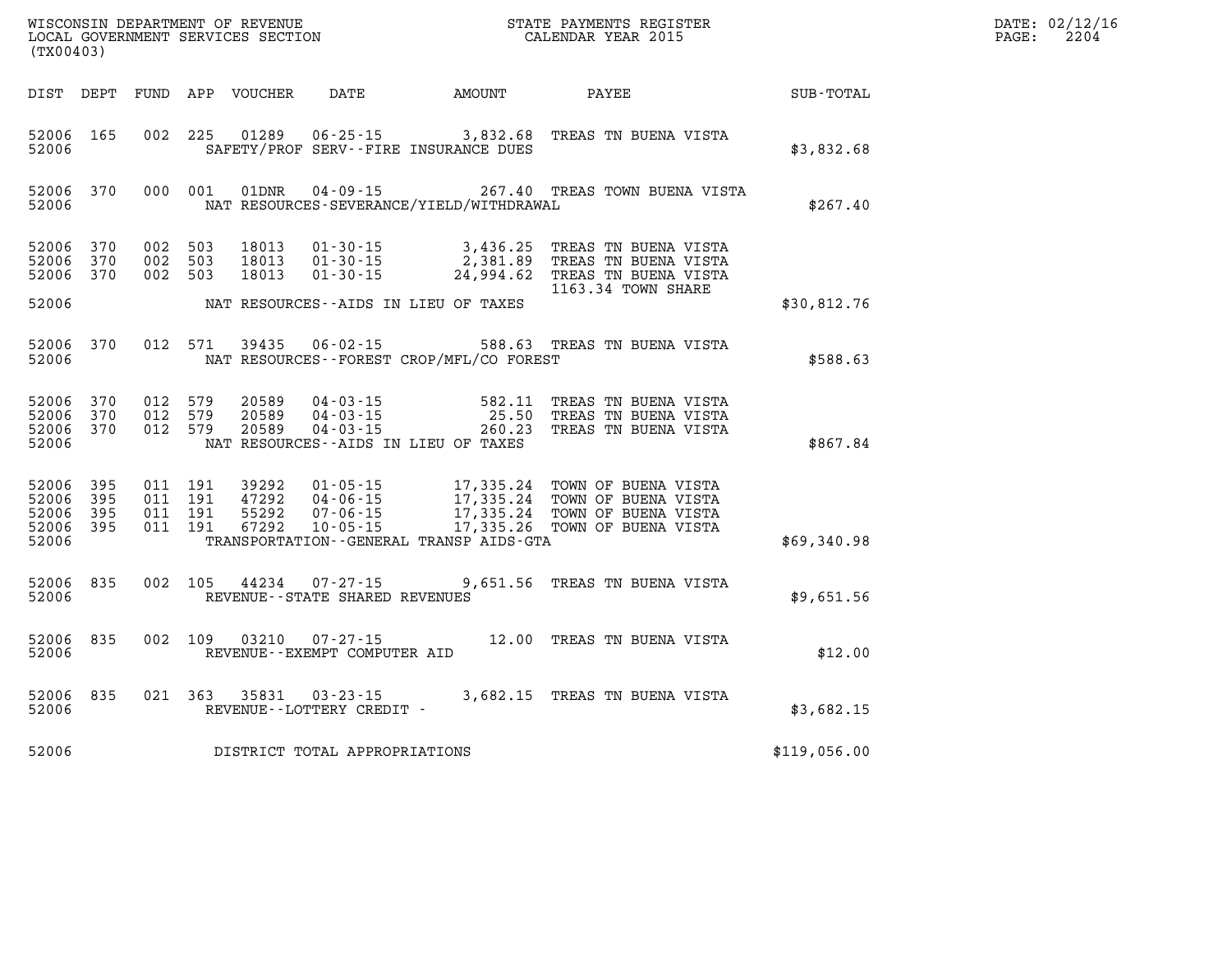WISCONSIN DEPARTMENT OF REVENUE
LOCAL GOVERNMENT SERVICES SECTION
(TX00403)

STATE PAYMENTS REGISTER
CALENDAR YEAR 2015

DATE: 02/12/16
PAGE: 2204

| DIST | DEPT | FUND | APP | VOUCHER | DATE | AMOUNT | PAYEE | SUB-TOTAL |
|---|---|---|---|---|---|---|---|---|
| 52006 | 165 | 002 | 225 | 01289 | 06-25-15 | 3,832.68 | TREAS TN BUENA VISTA | |
| 52006 | | | | | SAFETY/PROF SERV--FIRE INSURANCE DUES | | | $3,832.68 |
| 52006 | 370 | 000 | 001 | 01DNR | 04-09-15 | 267.40 | TREAS TOWN BUENA VISTA | |
| 52006 | | | | | NAT RESOURCES-SEVERANCE/YIELD/WITHDRAWAL | | | $267.40 |
| 52006 | 370 | 002 | 503 | 18013 | 01-30-15 | 3,436.25 | TREAS TN BUENA VISTA | |
| 52006 | 370 | 002 | 503 | 18013 | 01-30-15 | 2,381.89 | TREAS TN BUENA VISTA | |
| 52006 | 370 | 002 | 503 | 18013 | 01-30-15 | 24,994.62 | TREAS TN BUENA VISTA 1163.34 TOWN SHARE | |
| 52006 | | | | | NAT RESOURCES--AIDS IN LIEU OF TAXES | | | $30,812.76 |
| 52006 | 370 | 012 | 571 | 39435 | 06-02-15 | 588.63 | TREAS TN BUENA VISTA | |
| 52006 | | | | | NAT RESOURCES--FOREST CROP/MFL/CO FOREST | | | $588.63 |
| 52006 | 370 | 012 | 579 | 20589 | 04-03-15 | 582.11 | TREAS TN BUENA VISTA | |
| 52006 | 370 | 012 | 579 | 20589 | 04-03-15 | 25.50 | TREAS TN BUENA VISTA | |
| 52006 | 370 | 012 | 579 | 20589 | 04-03-15 | 260.23 | TREAS TN BUENA VISTA | |
| 52006 | | | | | NAT RESOURCES--AIDS IN LIEU OF TAXES | | | $867.84 |
| 52006 | 395 | 011 | 191 | 39292 | 01-05-15 | 17,335.24 | TOWN OF BUENA VISTA | |
| 52006 | 395 | 011 | 191 | 47292 | 04-06-15 | 17,335.24 | TOWN OF BUENA VISTA | |
| 52006 | 395 | 011 | 191 | 55292 | 07-06-15 | 17,335.24 | TOWN OF BUENA VISTA | |
| 52006 | 395 | 011 | 191 | 67292 | 10-05-15 | 17,335.26 | TOWN OF BUENA VISTA | |
| 52006 | | | | | TRANSPORTATION--GENERAL TRANSP AIDS-GTA | | | $69,340.98 |
| 52006 | 835 | 002 | 105 | 44234 | 07-27-15 | 9,651.56 | TREAS TN BUENA VISTA | |
| 52006 | | | | | REVENUE--STATE SHARED REVENUES | | | $9,651.56 |
| 52006 | 835 | 002 | 109 | 03210 | 07-27-15 | 12.00 | TREAS TN BUENA VISTA | |
| 52006 | | | | | REVENUE--EXEMPT COMPUTER AID | | | $12.00 |
| 52006 | 835 | 021 | 363 | 35831 | 03-23-15 | 3,682.15 | TREAS TN BUENA VISTA | |
| 52006 | | | | | REVENUE--LOTTERY CREDIT - | | | $3,682.15 |
| 52006 | | | | | DISTRICT TOTAL APPROPRIATIONS | | | $119,056.00 |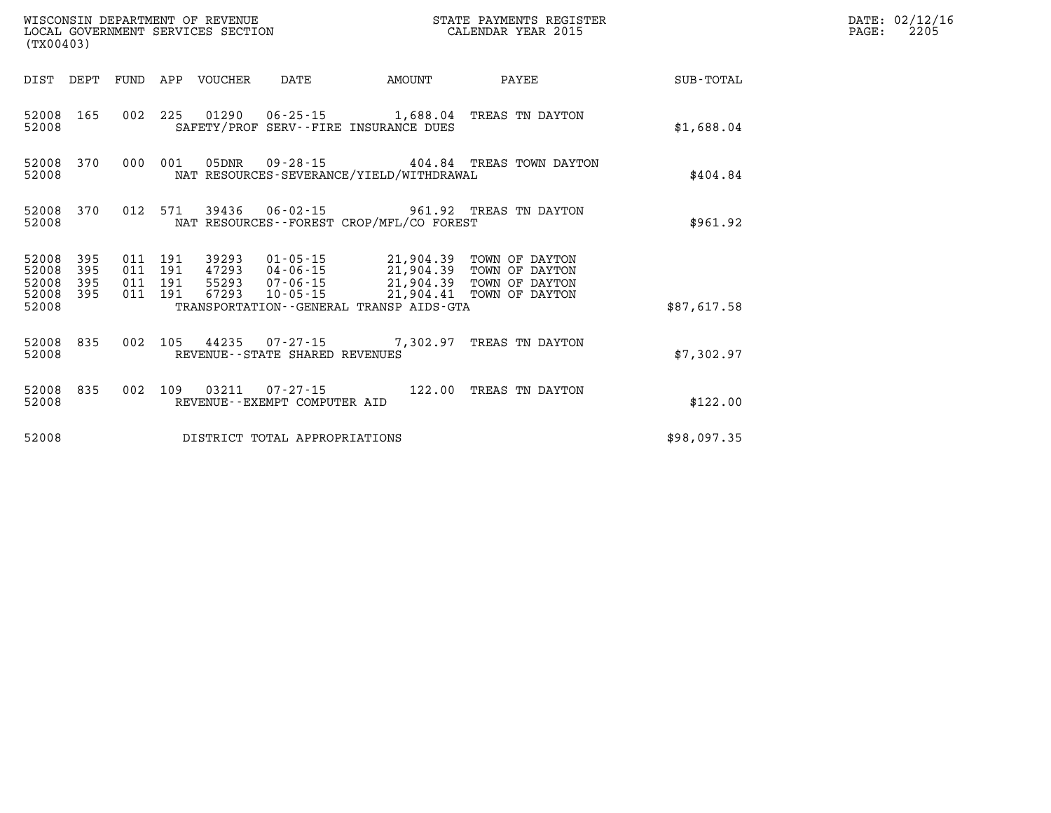WISCONSIN DEPARTMENT OF REVENUE
LOCAL GOVERNMENT SERVICES SECTION
(TX00403)

STATE PAYMENTS REGISTER
CALENDAR YEAR 2015

DATE: 02/12/16
PAGE: 2205

| DIST | DEPT | FUND | APP | VOUCHER | DATE | AMOUNT | PAYEE | SUB-TOTAL |
|---|---|---|---|---|---|---|---|---|
| 52008 | 165 | 002 | 225 | 01290 | 06-25-15 | 1,688.04 | TREAS TN DAYTON | |
| 52008 | | | | SAFETY/PROF SERV--FIRE INSURANCE DUES | | | | $1,688.04 |
| 52008 | 370 | 000 | 001 | 05DNR | 09-28-15 | 404.84 | TREAS TOWN DAYTON | |
| 52008 | | | | NAT RESOURCES-SEVERANCE/YIELD/WITHDRAWAL | | | | $404.84 |
| 52008 | 370 | 012 | 571 | 39436 | 06-02-15 | 961.92 | TREAS TN DAYTON | |
| 52008 | | | | NAT RESOURCES--FOREST CROP/MFL/CO FOREST | | | | $961.92 |
| 52008 | 395 | 011 | 191 | 39293 | 01-05-15 | 21,904.39 | TOWN OF DAYTON | |
| 52008 | 395 | 011 | 191 | 47293 | 04-06-15 | 21,904.39 | TOWN OF DAYTON | |
| 52008 | 395 | 011 | 191 | 55293 | 07-06-15 | 21,904.39 | TOWN OF DAYTON | |
| 52008 | 395 | 011 | 191 | 67293 | 10-05-15 | 21,904.41 | TOWN OF DAYTON | |
| 52008 | | | | TRANSPORTATION--GENERAL TRANSP AIDS-GTA | | | | $87,617.58 |
| 52008 | 835 | 002 | 105 | 44235 | 07-27-15 | 7,302.97 | TREAS TN DAYTON | |
| 52008 | | | | REVENUE--STATE SHARED REVENUES | | | | $7,302.97 |
| 52008 | 835 | 002 | 109 | 03211 | 07-27-15 | 122.00 | TREAS TN DAYTON | |
| 52008 | | | | REVENUE--EXEMPT COMPUTER AID | | | | $122.00 |
| 52008 | | | | DISTRICT TOTAL APPROPRIATIONS | | | | $98,097.35 |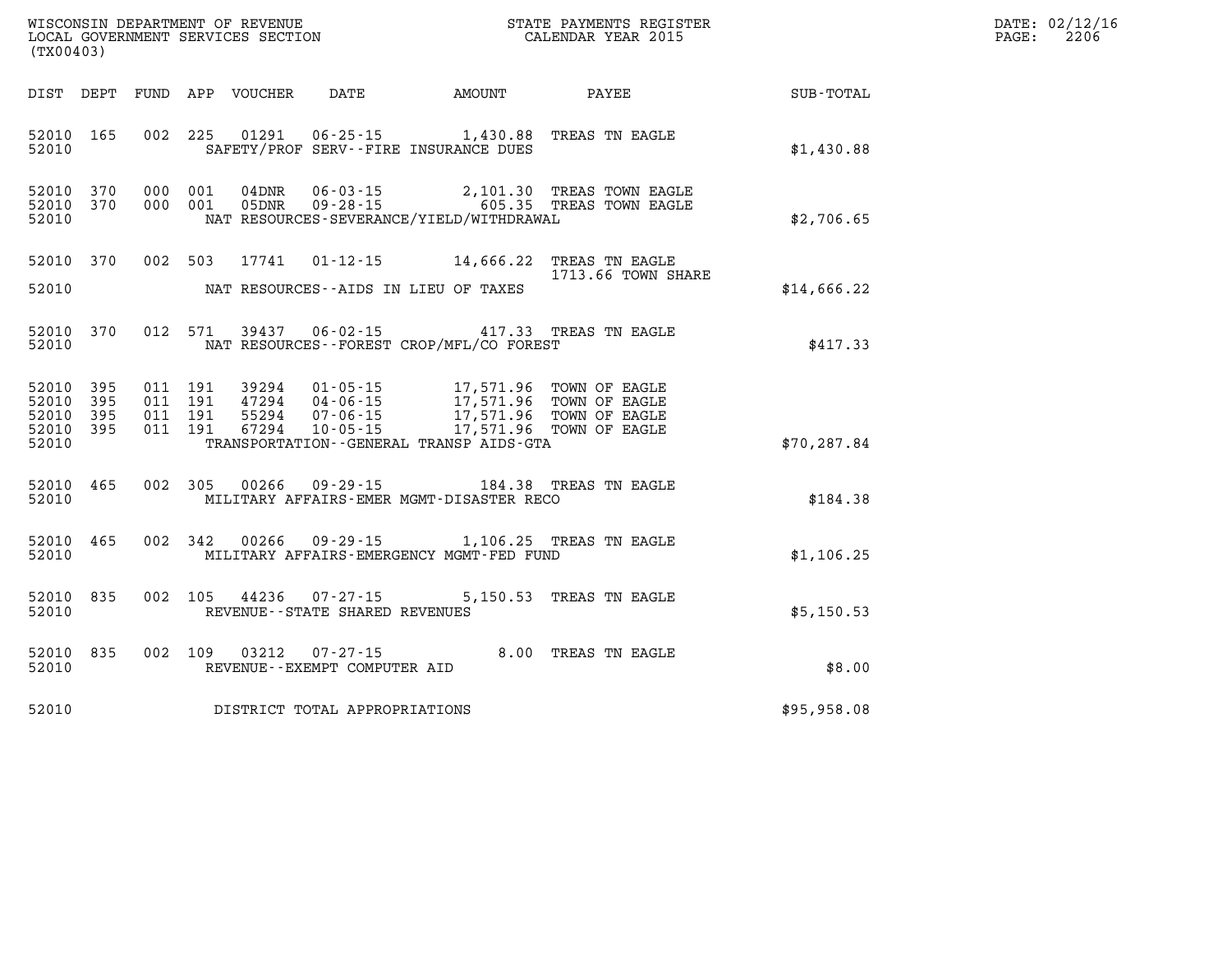WISCONSIN DEPARTMENT OF REVENUE
LOCAL GOVERNMENT SERVICES SECTION
(TX00403)

STATE PAYMENTS REGISTER
CALENDAR YEAR 2015

DATE: 02/12/16
PAGE: 2206

| DIST | DEPT | FUND | APP | VOUCHER | DATE | AMOUNT | PAYEE | SUB-TOTAL |
|---|---|---|---|---|---|---|---|---|
| 52010 | 165 | 002 | 225 | 01291 | 06-25-15 | 1,430.88 | TREAS TN EAGLE | |
| 52010 | | | | SAFETY/PROF SERV--FIRE INSURANCE DUES | | | | $1,430.88 |
| 52010 | 370 | 000 | 001 | 04DNR | 06-03-15 | 2,101.30 | TREAS TOWN EAGLE | |
| 52010 | 370 | 000 | 001 | 05DNR | 09-28-15 | 605.35 | TREAS TOWN EAGLE | |
| 52010 | | | | NAT RESOURCES-SEVERANCE/YIELD/WITHDRAWAL | | | | $2,706.65 |
| 52010 | 370 | 002 | 503 | 17741 | 01-12-15 | 14,666.22 | TREAS TN EAGLE 1713.66 TOWN SHARE | |
| 52010 | | | | NAT RESOURCES--AIDS IN LIEU OF TAXES | | | | $14,666.22 |
| 52010 | 370 | 012 | 571 | 39437 | 06-02-15 | 417.33 | TREAS TN EAGLE | |
| 52010 | | | | NAT RESOURCES--FOREST CROP/MFL/CO FOREST | | | | $417.33 |
| 52010 | 395 | 011 | 191 | 39294 | 01-05-15 | 17,571.96 | TOWN OF EAGLE | |
| 52010 | 395 | 011 | 191 | 47294 | 04-06-15 | 17,571.96 | TOWN OF EAGLE | |
| 52010 | 395 | 011 | 191 | 55294 | 07-06-15 | 17,571.96 | TOWN OF EAGLE | |
| 52010 | 395 | 011 | 191 | 67294 | 10-05-15 | 17,571.96 | TOWN OF EAGLE | |
| 52010 | | | | TRANSPORTATION--GENERAL TRANSP AIDS-GTA | | | | $70,287.84 |
| 52010 | 465 | 002 | 305 | 00266 | 09-29-15 | 184.38 | TREAS TN EAGLE | |
| 52010 | | | | MILITARY AFFAIRS-EMER MGMT-DISASTER RECO | | | | $184.38 |
| 52010 | 465 | 002 | 342 | 00266 | 09-29-15 | 1,106.25 | TREAS TN EAGLE | |
| 52010 | | | | MILITARY AFFAIRS-EMERGENCY MGMT-FED FUND | | | | $1,106.25 |
| 52010 | 835 | 002 | 105 | 44236 | 07-27-15 | 5,150.53 | TREAS TN EAGLE | |
| 52010 | | | | REVENUE--STATE SHARED REVENUES | | | | $5,150.53 |
| 52010 | 835 | 002 | 109 | 03212 | 07-27-15 | 8.00 | TREAS TN EAGLE | |
| 52010 | | | | REVENUE--EXEMPT COMPUTER AID | | | | $8.00 |
| 52010 | | | | DISTRICT TOTAL APPROPRIATIONS | | | | $95,958.08 |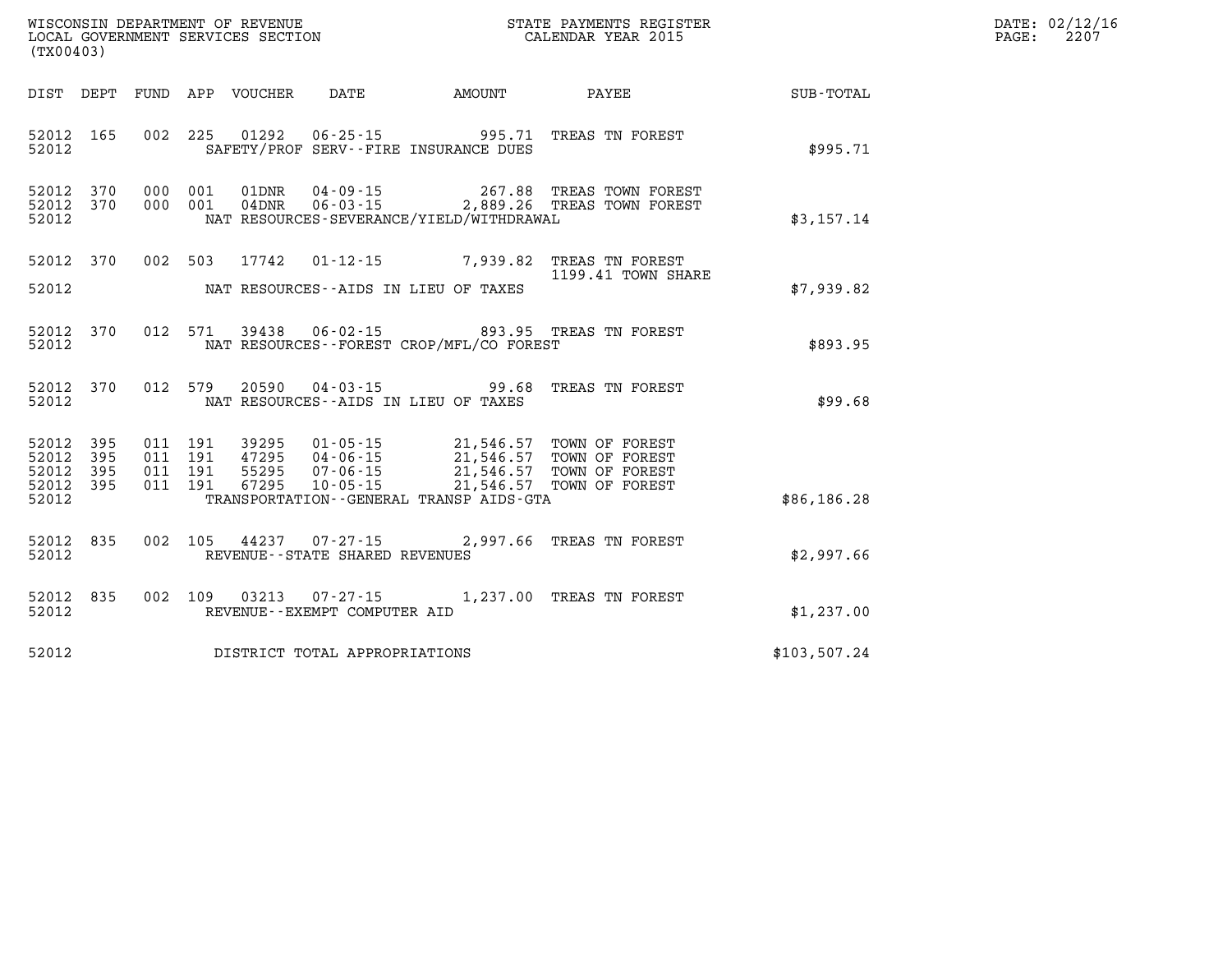WISCONSIN DEPARTMENT OF REVENUE
LOCAL GOVERNMENT SERVICES SECTION
(TX00403)

STATE PAYMENTS REGISTER
CALENDAR YEAR 2015

DATE: 02/12/16

| DIST | DEPT | FUND | APP | VOUCHER | DATE | AMOUNT | PAYEE | SUB-TOTAL |
|---|---|---|---|---|---|---|---|---|
| 52012 | 165 | 002 | 225 | 01292 | 06-25-15 | 995.71 | TREAS TN FOREST | |
| 52012 | | | | | SAFETY/PROF SERV--FIRE INSURANCE DUES | | | $995.71 |
| 52012 | 370 | 000 | 001 | 01DNR | 04-09-15 | 267.88 | TREAS TOWN FOREST | |
| 52012 | 370 | 000 | 001 | 04DNR | 06-03-15 | 2,889.26 | TREAS TOWN FOREST | |
| 52012 | | | | | NAT RESOURCES-SEVERANCE/YIELD/WITHDRAWAL | | | $3,157.14 |
| 52012 | 370 | 002 | 503 | 17742 | 01-12-15 | 7,939.82 | TREAS TN FOREST 1199.41 TOWN SHARE | |
| 52012 | | | | | NAT RESOURCES--AIDS IN LIEU OF TAXES | | | $7,939.82 |
| 52012 | 370 | 012 | 571 | 39438 | 06-02-15 | 893.95 | TREAS TN FOREST | |
| 52012 | | | | | NAT RESOURCES--FOREST CROP/MFL/CO FOREST | | | $893.95 |
| 52012 | 370 | 012 | 579 | 20590 | 04-03-15 | 99.68 | TREAS TN FOREST | |
| 52012 | | | | | NAT RESOURCES--AIDS IN LIEU OF TAXES | | | $99.68 |
| 52012 | 395 | 011 | 191 | 39295 | 01-05-15 | 21,546.57 | TOWN OF FOREST | |
| 52012 | 395 | 011 | 191 | 47295 | 04-06-15 | 21,546.57 | TOWN OF FOREST | |
| 52012 | 395 | 011 | 191 | 55295 | 07-06-15 | 21,546.57 | TOWN OF FOREST | |
| 52012 | 395 | 011 | 191 | 67295 | 10-05-15 | 21,546.57 | TOWN OF FOREST | |
| 52012 | | | | | TRANSPORTATION--GENERAL TRANSP AIDS-GTA | | | $86,186.28 |
| 52012 | 835 | 002 | 105 | 44237 | 07-27-15 | 2,997.66 | TREAS TN FOREST | |
| 52012 | | | | | REVENUE--STATE SHARED REVENUES | | | $2,997.66 |
| 52012 | 835 | 002 | 109 | 03213 | 07-27-15 | 1,237.00 | TREAS TN FOREST | |
| 52012 | | | | | REVENUE--EXEMPT COMPUTER AID | | | $1,237.00 |
| 52012 | | | | | DISTRICT TOTAL APPROPRIATIONS | | | $103,507.24 |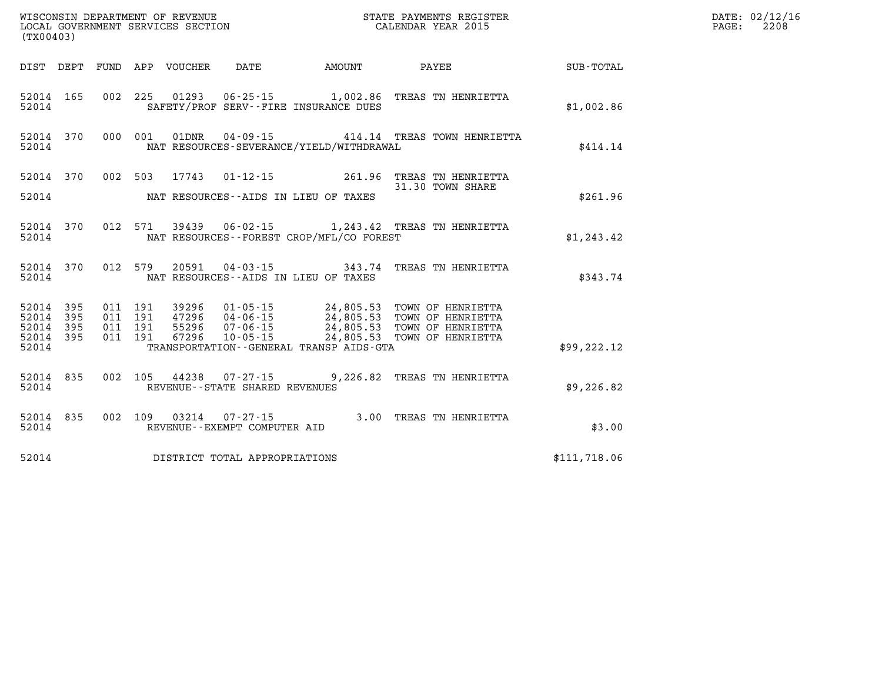WISCONSIN DEPARTMENT OF REVENUE
LOCAL GOVERNMENT SERVICES SECTION
(TX00403)

STATE PAYMENTS REGISTER
CALENDAR YEAR 2015

DATE: 02/12/16
PAGE: 2208

| DIST | DEPT | FUND | APP | VOUCHER | DATE | AMOUNT | PAYEE | SUB-TOTAL |
|---|---|---|---|---|---|---|---|---|
| 52014 | 165 | 002 | 225 | 01293 | 06-25-15 | 1,002.86 | TREAS TN HENRIETTA | |
| 52014 | | | | SAFETY/PROF SERV--FIRE INSURANCE DUES | | | | $1,002.86 |
| 52014 | 370 | 000 | 001 | 01DNR | 04-09-15 | 414.14 | TREAS TOWN HENRIETTA | |
| 52014 | | | | NAT RESOURCES-SEVERANCE/YIELD/WITHDRAWAL | | | | $414.14 |
| 52014 | 370 | 002 | 503 | 17743 | 01-12-15 | 261.96 | TREAS TN HENRIETTA | |
| | | | | | | | 31.30 TOWN SHARE | |
| 52014 | | | | NAT RESOURCES--AIDS IN LIEU OF TAXES | | | | $261.96 |
| 52014 | 370 | 012 | 571 | 39439 | 06-02-15 | 1,243.42 | TREAS TN HENRIETTA | |
| 52014 | | | | NAT RESOURCES--FOREST CROP/MFL/CO FOREST | | | | $1,243.42 |
| 52014 | 370 | 012 | 579 | 20591 | 04-03-15 | 343.74 | TREAS TN HENRIETTA | |
| 52014 | | | | NAT RESOURCES--AIDS IN LIEU OF TAXES | | | | $343.74 |
| 52014 | 395 | 011 | 191 | 39296 | 01-05-15 | 24,805.53 | TOWN OF HENRIETTA | |
| 52014 | 395 | 011 | 191 | 47296 | 04-06-15 | 24,805.53 | TOWN OF HENRIETTA | |
| 52014 | 395 | 011 | 191 | 55296 | 07-06-15 | 24,805.53 | TOWN OF HENRIETTA | |
| 52014 | 395 | 011 | 191 | 67296 | 10-05-15 | 24,805.53 | TOWN OF HENRIETTA | |
| 52014 | | | | TRANSPORTATION--GENERAL TRANSP AIDS-GTA | | | | $99,222.12 |
| 52014 | 835 | 002 | 105 | 44238 | 07-27-15 | 9,226.82 | TREAS TN HENRIETTA | |
| 52014 | | | | REVENUE--STATE SHARED REVENUES | | | | $9,226.82 |
| 52014 | 835 | 002 | 109 | 03214 | 07-27-15 | 3.00 | TREAS TN HENRIETTA | |
| 52014 | | | | REVENUE--EXEMPT COMPUTER AID | | | | $3.00 |
| 52014 | | | | DISTRICT TOTAL APPROPRIATIONS | | | | $111,718.06 |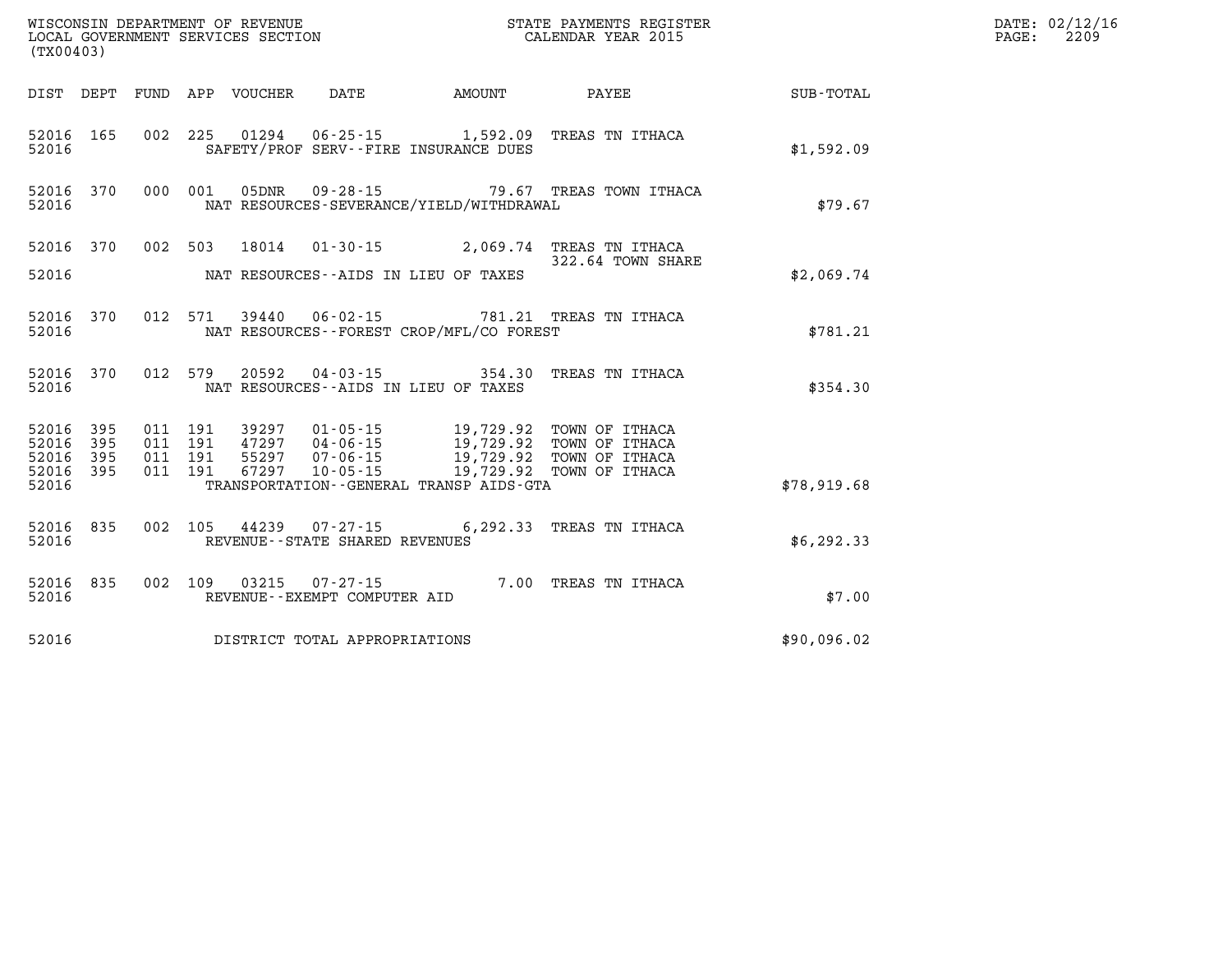WISCONSIN DEPARTMENT OF REVENUE
LOCAL GOVERNMENT SERVICES SECTION
(TX00403)

STATE PAYMENTS REGISTER
CALENDAR YEAR 2015

DATE: 02/12/16
PAGE: 2209

| DIST | DEPT | FUND | APP | VOUCHER | DATE | AMOUNT | PAYEE | SUB-TOTAL |
|---|---|---|---|---|---|---|---|---|
| 52016 | 165 | 002 | 225 | 01294 | 06-25-15 | 1,592.09 | TREAS TN ITHACA | |
| 52016 | | | | SAFETY/PROF SERV--FIRE INSURANCE DUES | | | | $1,592.09 |
| 52016 | 370 | 000 | 001 | 05DNR | 09-28-15 | 79.67 | TREAS TOWN ITHACA | |
| 52016 | | | | NAT RESOURCES-SEVERANCE/YIELD/WITHDRAWAL | | | | $79.67 |
| 52016 | 370 | 002 | 503 | 18014 | 01-30-15 | 2,069.74 | TREAS TN ITHACA 322.64 TOWN SHARE | |
| 52016 | | | | NAT RESOURCES--AIDS IN LIEU OF TAXES | | | | $2,069.74 |
| 52016 | 370 | 012 | 571 | 39440 | 06-02-15 | 781.21 | TREAS TN ITHACA | |
| 52016 | | | | NAT RESOURCES--FOREST CROP/MFL/CO FOREST | | | | $781.21 |
| 52016 | 370 | 012 | 579 | 20592 | 04-03-15 | 354.30 | TREAS TN ITHACA | |
| 52016 | | | | NAT RESOURCES--AIDS IN LIEU OF TAXES | | | | $354.30 |
| 52016 | 395 | 011 | 191 | 39297 | 01-05-15 | 19,729.92 | TOWN OF ITHACA | |
| 52016 | 395 | 011 | 191 | 47297 | 04-06-15 | 19,729.92 | TOWN OF ITHACA | |
| 52016 | 395 | 011 | 191 | 55297 | 07-06-15 | 19,729.92 | TOWN OF ITHACA | |
| 52016 | 395 | 011 | 191 | 67297 | 10-05-15 | 19,729.92 | TOWN OF ITHACA | |
| 52016 | | | | TRANSPORTATION--GENERAL TRANSP AIDS-GTA | | | | $78,919.68 |
| 52016 | 835 | 002 | 105 | 44239 | 07-27-15 | 6,292.33 | TREAS TN ITHACA | |
| 52016 | | | | REVENUE--STATE SHARED REVENUES | | | | $6,292.33 |
| 52016 | 835 | 002 | 109 | 03215 | 07-27-15 | 7.00 | TREAS TN ITHACA | |
| 52016 | | | | REVENUE--EXEMPT COMPUTER AID | | | | $7.00 |
| 52016 | | | | DISTRICT TOTAL APPROPRIATIONS | | | | $90,096.02 |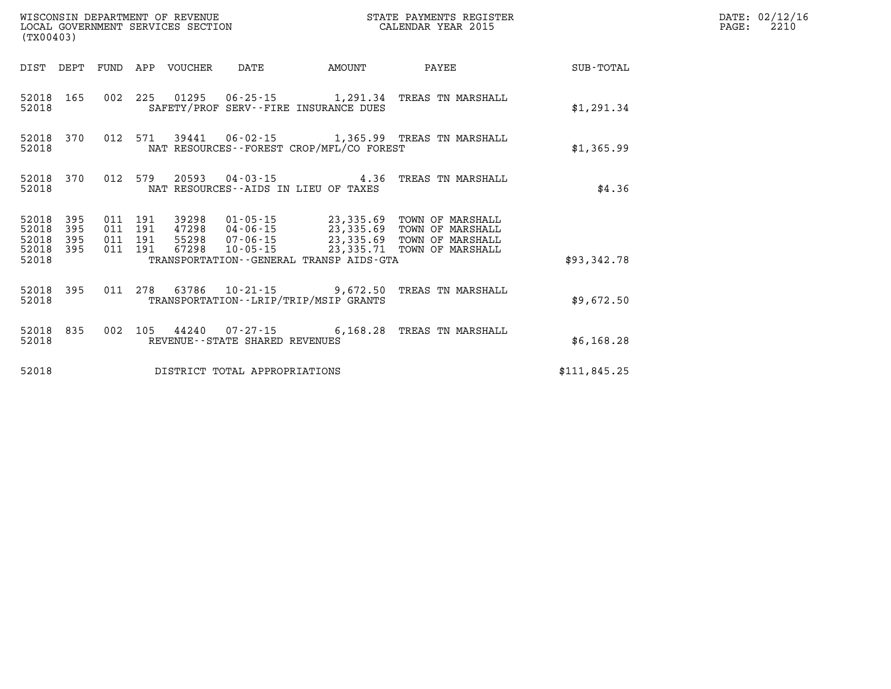WISCONSIN DEPARTMENT OF REVENUE
LOCAL GOVERNMENT SERVICES SECTION
(TX00403)

STATE PAYMENTS REGISTER
CALENDAR YEAR 2015

DATE: 02/12/16
PAGE: 2210

| DIST | DEPT | FUND | APP | VOUCHER | DATE | AMOUNT | PAYEE | SUB-TOTAL |
|---|---|---|---|---|---|---|---|---|
| 52018 | 165 | 002 | 225 | 01295 | 06-25-15 | 1,291.34 | TREAS TN MARSHALL | |
| 52018 | | | | SAFETY/PROF SERV--FIRE INSURANCE DUES | | | | $1,291.34 |
| 52018 | 370 | 012 | 571 | 39441 | 06-02-15 | 1,365.99 | TREAS TN MARSHALL | |
| 52018 | | | | NAT RESOURCES--FOREST CROP/MFL/CO FOREST | | | | $1,365.99 |
| 52018 | 370 | 012 | 579 | 20593 | 04-03-15 | 4.36 | TREAS TN MARSHALL | |
| 52018 | | | | NAT RESOURCES--AIDS IN LIEU OF TAXES | | | | $4.36 |
| 52018 | 395 | 011 | 191 | 39298 | 01-05-15 | 23,335.69 | TOWN OF MARSHALL | |
| 52018 | 395 | 011 | 191 | 47298 | 04-06-15 | 23,335.69 | TOWN OF MARSHALL | |
| 52018 | 395 | 011 | 191 | 55298 | 07-06-15 | 23,335.69 | TOWN OF MARSHALL | |
| 52018 | 395 | 011 | 191 | 67298 | 10-05-15 | 23,335.71 | TOWN OF MARSHALL | |
| 52018 | | | | TRANSPORTATION--GENERAL TRANSP AIDS-GTA | | | | $93,342.78 |
| 52018 | 395 | 011 | 278 | 63786 | 10-21-15 | 9,672.50 | TREAS TN MARSHALL | |
| 52018 | | | | TRANSPORTATION--LRIP/TRIP/MSIP GRANTS | | | | $9,672.50 |
| 52018 | 835 | 002 | 105 | 44240 | 07-27-15 | 6,168.28 | TREAS TN MARSHALL | |
| 52018 | | | | REVENUE--STATE SHARED REVENUES | | | | $6,168.28 |
| 52018 | | | | DISTRICT TOTAL APPROPRIATIONS | | | | $111,845.25 |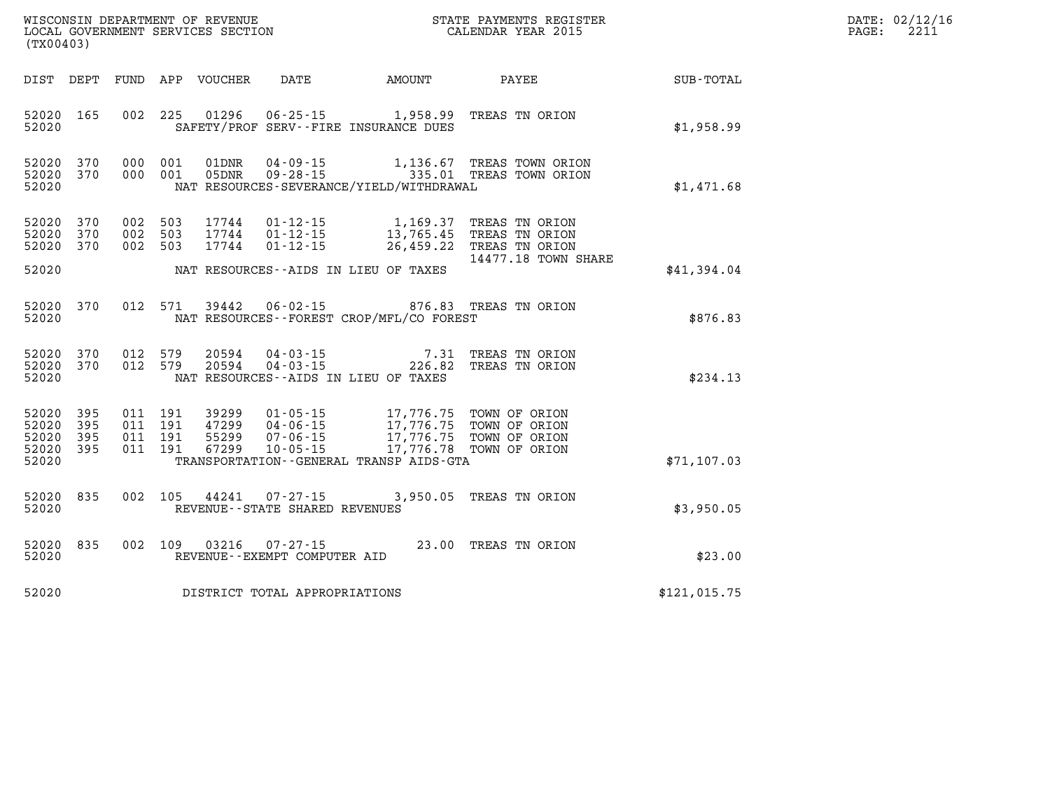WISCONSIN DEPARTMENT OF REVENUE
LOCAL GOVERNMENT SERVICES SECTION
(TX00403)

STATE PAYMENTS REGISTER
CALENDAR YEAR 2015

DATE: 02/12/16
PAGE: 2211

| DIST | DEPT | FUND | APP | VOUCHER | DATE | AMOUNT | PAYEE | SUB-TOTAL |
|---|---|---|---|---|---|---|---|---|
| 52020 | 165 | 002 | 225 | 01296 | 06-25-15 | 1,958.99 | TREAS TN ORION | |
| 52020 | | | | | SAFETY/PROF SERV--FIRE INSURANCE DUES | | | $1,958.99 |
| 52020 | 370 | 000 | 001 | 01DNR | 04-09-15 | 1,136.67 | TREAS TOWN ORION | |
| 52020 | 370 | 000 | 001 | 05DNR | 09-28-15 | 335.01 | TREAS TOWN ORION | |
| 52020 | | | | | NAT RESOURCES-SEVERANCE/YIELD/WITHDRAWAL | | | $1,471.68 |
| 52020 | 370 | 002 | 503 | 17744 | 01-12-15 | 1,169.37 | TREAS TN ORION | |
| 52020 | 370 | 002 | 503 | 17744 | 01-12-15 | 13,765.45 | TREAS TN ORION | |
| 52020 | 370 | 002 | 503 | 17744 | 01-12-15 | 26,459.22 | TREAS TN ORION 14477.18 TOWN SHARE | |
| 52020 | | | | | NAT RESOURCES--AIDS IN LIEU OF TAXES | | | $41,394.04 |
| 52020 | 370 | 012 | 571 | 39442 | 06-02-15 | 876.83 | TREAS TN ORION | |
| 52020 | | | | | NAT RESOURCES--FOREST CROP/MFL/CO FOREST | | | $876.83 |
| 52020 | 370 | 012 | 579 | 20594 | 04-03-15 | 7.31 | TREAS TN ORION | |
| 52020 | 370 | 012 | 579 | 20594 | 04-03-15 | 226.82 | TREAS TN ORION | |
| 52020 | | | | | NAT RESOURCES--AIDS IN LIEU OF TAXES | | | $234.13 |
| 52020 | 395 | 011 | 191 | 39299 | 01-05-15 | 17,776.75 | TOWN OF ORION | |
| 52020 | 395 | 011 | 191 | 47299 | 04-06-15 | 17,776.75 | TOWN OF ORION | |
| 52020 | 395 | 011 | 191 | 55299 | 07-06-15 | 17,776.75 | TOWN OF ORION | |
| 52020 | 395 | 011 | 191 | 67299 | 10-05-15 | 17,776.78 | TOWN OF ORION | |
| 52020 | | | | | TRANSPORTATION--GENERAL TRANSP AIDS-GTA | | | $71,107.03 |
| 52020 | 835 | 002 | 105 | 44241 | 07-27-15 | 3,950.05 | TREAS TN ORION | |
| 52020 | | | | | REVENUE--STATE SHARED REVENUES | | | $3,950.05 |
| 52020 | 835 | 002 | 109 | 03216 | 07-27-15 | 23.00 | TREAS TN ORION | |
| 52020 | | | | | REVENUE--EXEMPT COMPUTER AID | | | $23.00 |
| 52020 | | | | | DISTRICT TOTAL APPROPRIATIONS | | | $121,015.75 |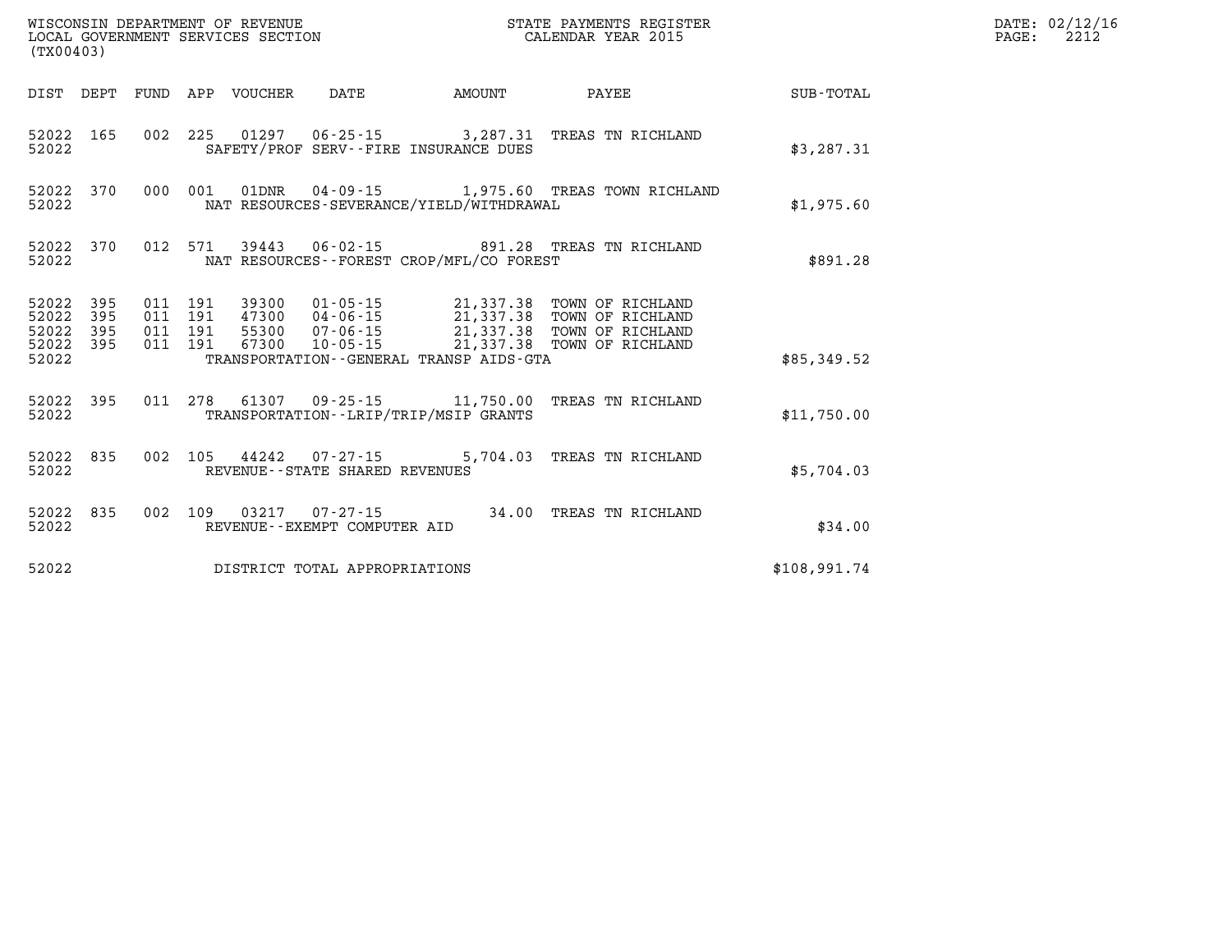WISCONSIN DEPARTMENT OF REVENUE
LOCAL GOVERNMENT SERVICES SECTION
(TX00403)

STATE PAYMENTS REGISTER
CALENDAR YEAR 2015

DATE: 02/12/16

| DIST | DEPT | FUND | APP | VOUCHER | DATE | AMOUNT | PAYEE | SUB-TOTAL |
|---|---|---|---|---|---|---|---|---|
| 52022 | 165 | 002 | 225 | 01297 | 06-25-15 | 3,287.31 | TREAS TN RICHLAND | |
| 52022 | | | | SAFETY/PROF SERV--FIRE INSURANCE DUES | | | | $3,287.31 |
| 52022 | 370 | 000 | 001 | 01DNR | 04-09-15 | 1,975.60 | TREAS TOWN RICHLAND | |
| 52022 | | | | NAT RESOURCES-SEVERANCE/YIELD/WITHDRAWAL | | | | $1,975.60 |
| 52022 | 370 | 012 | 571 | 39443 | 06-02-15 | 891.28 | TREAS TN RICHLAND | |
| 52022 | | | | NAT RESOURCES--FOREST CROP/MFL/CO FOREST | | | | $891.28 |
| 52022 | 395 | 011 | 191 | 39300 | 01-05-15 | 21,337.38 | TOWN OF RICHLAND | |
| 52022 | 395 | 011 | 191 | 47300 | 04-06-15 | 21,337.38 | TOWN OF RICHLAND | |
| 52022 | 395 | 011 | 191 | 55300 | 07-06-15 | 21,337.38 | TOWN OF RICHLAND | |
| 52022 | 395 | 011 | 191 | 67300 | 10-05-15 | 21,337.38 | TOWN OF RICHLAND | |
| 52022 | | | | TRANSPORTATION--GENERAL TRANSP AIDS-GTA | | | | $85,349.52 |
| 52022 | 395 | 011 | 278 | 61307 | 09-25-15 | 11,750.00 | TREAS TN RICHLAND | |
| 52022 | | | | TRANSPORTATION--LRIP/TRIP/MSIP GRANTS | | | | $11,750.00 |
| 52022 | 835 | 002 | 105 | 44242 | 07-27-15 | 5,704.03 | TREAS TN RICHLAND | |
| 52022 | | | | REVENUE--STATE SHARED REVENUES | | | | $5,704.03 |
| 52022 | 835 | 002 | 109 | 03217 | 07-27-15 | 34.00 | TREAS TN RICHLAND | |
| 52022 | | | | REVENUE--EXEMPT COMPUTER AID | | | | $34.00 |
| 52022 | | | | DISTRICT TOTAL APPROPRIATIONS | | | | $108,991.74 |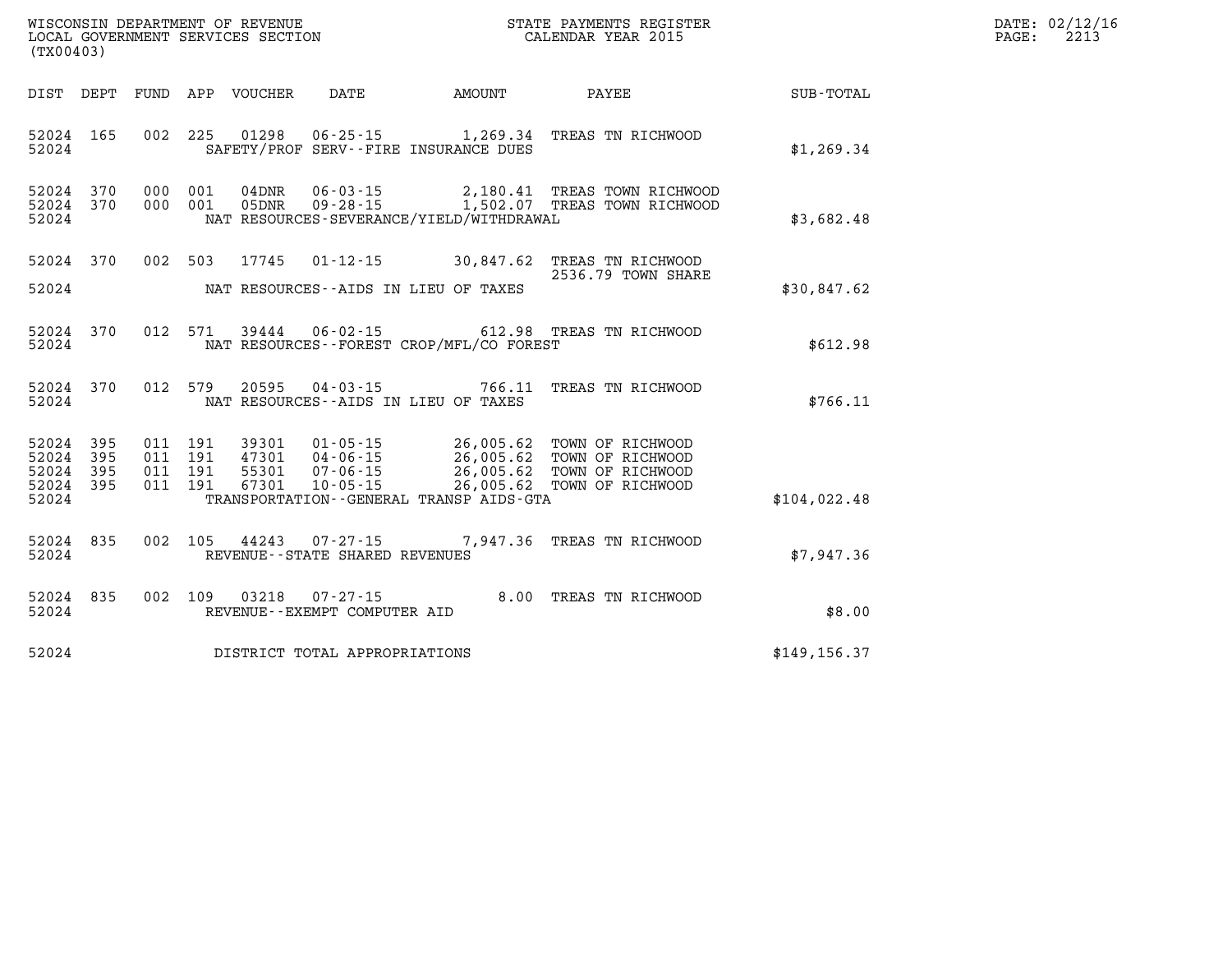WISCONSIN DEPARTMENT OF REVENUE
LOCAL GOVERNMENT SERVICES SECTION
(TX00403)

STATE PAYMENTS REGISTER
CALENDAR YEAR 2015

DATE: 02/12/16
PAGE: 2213

| DIST | DEPT | FUND | APP | VOUCHER | DATE | AMOUNT | PAYEE | SUB-TOTAL |
|---|---|---|---|---|---|---|---|---|
| 52024 | 165 | 002 | 225 | 01298 | 06-25-15 | 1,269.34 | TREAS TN RICHWOOD | |
| 52024 | | | | SAFETY/PROF SERV--FIRE INSURANCE DUES | | | | $1,269.34 |
| 52024 | 370 | 000 | 001 | 04DNR | 06-03-15 | 2,180.41 | TREAS TOWN RICHWOOD | |
| 52024 | 370 | 000 | 001 | 05DNR | 09-28-15 | 1,502.07 | TREAS TOWN RICHWOOD | |
| 52024 | | | | NAT RESOURCES-SEVERANCE/YIELD/WITHDRAWAL | | | | $3,682.48 |
| 52024 | 370 | 002 | 503 | 17745 | 01-12-15 | 30,847.62 | TREAS TN RICHWOOD 2536.79 TOWN SHARE | |
| 52024 | | | | NAT RESOURCES--AIDS IN LIEU OF TAXES | | | | $30,847.62 |
| 52024 | 370 | 012 | 571 | 39444 | 06-02-15 | 612.98 | TREAS TN RICHWOOD | |
| 52024 | | | | NAT RESOURCES--FOREST CROP/MFL/CO FOREST | | | | $612.98 |
| 52024 | 370 | 012 | 579 | 20595 | 04-03-15 | 766.11 | TREAS TN RICHWOOD | |
| 52024 | | | | NAT RESOURCES--AIDS IN LIEU OF TAXES | | | | $766.11 |
| 52024 | 395 | 011 | 191 | 39301 | 01-05-15 | 26,005.62 | TOWN OF RICHWOOD | |
| 52024 | 395 | 011 | 191 | 47301 | 04-06-15 | 26,005.62 | TOWN OF RICHWOOD | |
| 52024 | 395 | 011 | 191 | 55301 | 07-06-15 | 26,005.62 | TOWN OF RICHWOOD | |
| 52024 | 395 | 011 | 191 | 67301 | 10-05-15 | 26,005.62 | TOWN OF RICHWOOD | |
| 52024 | | | | TRANSPORTATION--GENERAL TRANSP AIDS-GTA | | | | $104,022.48 |
| 52024 | 835 | 002 | 105 | 44243 | 07-27-15 | 7,947.36 | TREAS TN RICHWOOD | |
| 52024 | | | | REVENUE--STATE SHARED REVENUES | | | | $7,947.36 |
| 52024 | 835 | 002 | 109 | 03218 | 07-27-15 | 8.00 | TREAS TN RICHWOOD | |
| 52024 | | | | REVENUE--EXEMPT COMPUTER AID | | | | $8.00 |
| 52024 | | | | DISTRICT TOTAL APPROPRIATIONS | | | | $149,156.37 |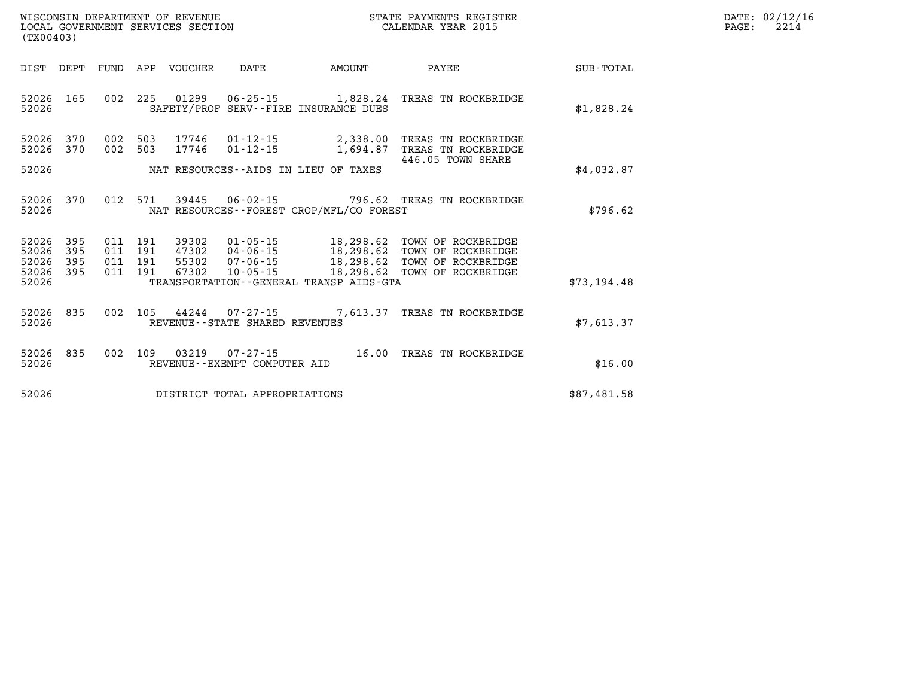WISCONSIN DEPARTMENT OF REVENUE
LOCAL GOVERNMENT SERVICES SECTION
(TX00403)

STATE PAYMENTS REGISTER
CALENDAR YEAR 2015

DATE: 02/12/16

| DIST | DEPT | FUND | APP | VOUCHER | DATE | AMOUNT | PAYEE | SUB-TOTAL |
|---|---|---|---|---|---|---|---|---|
| 52026 | 165 | 002 | 225 | 01299 | 06-25-15 | 1,828.24 | TREAS TN ROCKBRIDGE | |
| 52026 | | | | SAFETY/PROF SERV--FIRE INSURANCE DUES | | | | $1,828.24 |
| 52026 | 370 | 002 | 503 | 17746 | 01-12-15 | 2,338.00 | TREAS TN ROCKBRIDGE | |
| 52026 | 370 | 002 | 503 | 17746 | 01-12-15 | 1,694.87 | TREAS TN ROCKBRIDGE 446.05 TOWN SHARE | |
| 52026 | | | | NAT RESOURCES--AIDS IN LIEU OF TAXES | | | | $4,032.87 |
| 52026 | 370 | 012 | 571 | 39445 | 06-02-15 | 796.62 | TREAS TN ROCKBRIDGE | |
| 52026 | | | | NAT RESOURCES--FOREST CROP/MFL/CO FOREST | | | | $796.62 |
| 52026 | 395 | 011 | 191 | 39302 | 01-05-15 | 18,298.62 | TOWN OF ROCKBRIDGE | |
| 52026 | 395 | 011 | 191 | 47302 | 04-06-15 | 18,298.62 | TOWN OF ROCKBRIDGE | |
| 52026 | 395 | 011 | 191 | 55302 | 07-06-15 | 18,298.62 | TOWN OF ROCKBRIDGE | |
| 52026 | 395 | 011 | 191 | 67302 | 10-05-15 | 18,298.62 | TOWN OF ROCKBRIDGE | |
| 52026 | | | | TRANSPORTATION--GENERAL TRANSP AIDS-GTA | | | | $73,194.48 |
| 52026 | 835 | 002 | 105 | 44244 | 07-27-15 | 7,613.37 | TREAS TN ROCKBRIDGE | |
| 52026 | | | | REVENUE--STATE SHARED REVENUES | | | | $7,613.37 |
| 52026 | 835 | 002 | 109 | 03219 | 07-27-15 | 16.00 | TREAS TN ROCKBRIDGE | |
| 52026 | | | | REVENUE--EXEMPT COMPUTER AID | | | | $16.00 |
| 52026 | | | | DISTRICT TOTAL APPROPRIATIONS | | | | $87,481.58 |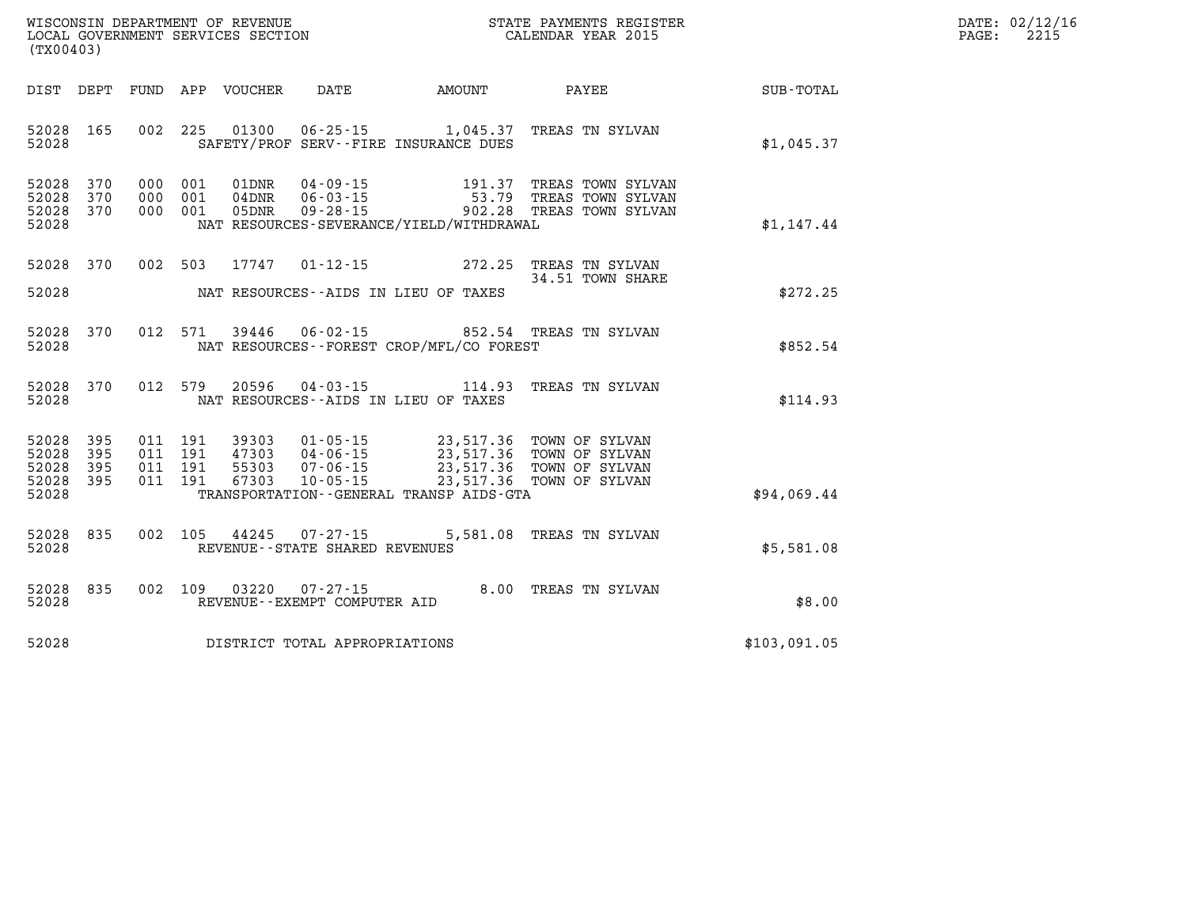WISCONSIN DEPARTMENT OF REVENUE
LOCAL GOVERNMENT SERVICES SECTION
(TX00403)

STATE PAYMENTS REGISTER
CALENDAR YEAR 2015

DATE: 02/12/16
PAGE: 2215

| DIST | DEPT | FUND | APP | VOUCHER | DATE | AMOUNT | PAYEE | SUB-TOTAL |
|---|---|---|---|---|---|---|---|---|
| 52028 | 165 | 002 | 225 | 01300 | 06-25-15 | 1,045.37 | TREAS TN SYLVAN | |
| 52028 | | | | SAFETY/PROF SERV--FIRE INSURANCE DUES | | | | $1,045.37 |
| 52028 | 370 | 000 | 001 | 01DNR | 04-09-15 | 191.37 | TREAS TOWN SYLVAN | |
| 52028 | 370 | 000 | 001 | 04DNR | 06-03-15 | 53.79 | TREAS TOWN SYLVAN | |
| 52028 | 370 | 000 | 001 | 05DNR | 09-28-15 | 902.28 | TREAS TOWN SYLVAN | |
| 52028 | | | | NAT RESOURCES-SEVERANCE/YIELD/WITHDRAWAL | | | | $1,147.44 |
| 52028 | 370 | 002 | 503 | 17747 | 01-12-15 | 272.25 | TREAS TN SYLVAN | |
| | | | | | | | 34.51 TOWN SHARE | |
| 52028 | | | | NAT RESOURCES--AIDS IN LIEU OF TAXES | | | | $272.25 |
| 52028 | 370 | 012 | 571 | 39446 | 06-02-15 | 852.54 | TREAS TN SYLVAN | |
| 52028 | | | | NAT RESOURCES--FOREST CROP/MFL/CO FOREST | | | | $852.54 |
| 52028 | 370 | 012 | 579 | 20596 | 04-03-15 | 114.93 | TREAS TN SYLVAN | |
| 52028 | | | | NAT RESOURCES--AIDS IN LIEU OF TAXES | | | | $114.93 |
| 52028 | 395 | 011 | 191 | 39303 | 01-05-15 | 23,517.36 | TOWN OF SYLVAN | |
| 52028 | 395 | 011 | 191 | 47303 | 04-06-15 | 23,517.36 | TOWN OF SYLVAN | |
| 52028 | 395 | 011 | 191 | 55303 | 07-06-15 | 23,517.36 | TOWN OF SYLVAN | |
| 52028 | 395 | 011 | 191 | 67303 | 10-05-15 | 23,517.36 | TOWN OF SYLVAN | |
| 52028 | | | | TRANSPORTATION--GENERAL TRANSP AIDS-GTA | | | | $94,069.44 |
| 52028 | 835 | 002 | 105 | 44245 | 07-27-15 | 5,581.08 | TREAS TN SYLVAN | |
| 52028 | | | | REVENUE--STATE SHARED REVENUES | | | | $5,581.08 |
| 52028 | 835 | 002 | 109 | 03220 | 07-27-15 | 8.00 | TREAS TN SYLVAN | |
| 52028 | | | | REVENUE--EXEMPT COMPUTER AID | | | | $8.00 |
| 52028 | | | | DISTRICT TOTAL APPROPRIATIONS | | | | $103,091.05 |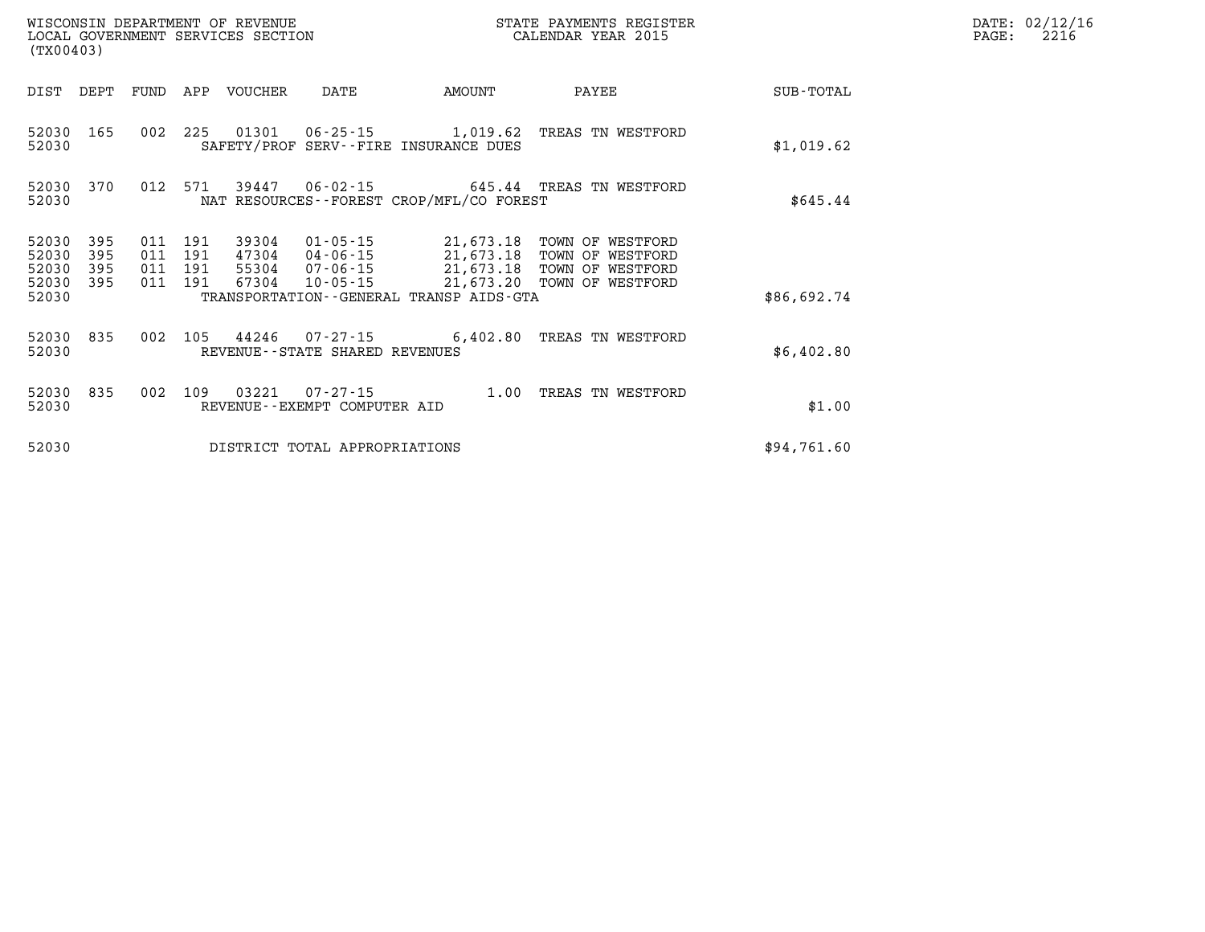WISCONSIN DEPARTMENT OF REVENUE
LOCAL GOVERNMENT SERVICES SECTION
(TX00403)

STATE PAYMENTS REGISTER
CALENDAR YEAR 2015

DATE: 02/12/16
PAGE: 2216

| DIST | DEPT | FUND | APP | VOUCHER | DATE | AMOUNT | PAYEE | SUB-TOTAL |
|---|---|---|---|---|---|---|---|---|
| 52030 | 165 | 002 | 225 | 01301 | 06-25-15 | 1,019.62 | TREAS TN WESTFORD | |
| 52030 | | | | SAFETY/PROF SERV--FIRE INSURANCE DUES | | | | $1,019.62 |
| 52030 | 370 | 012 | 571 | 39447 | 06-02-15 | 645.44 | TREAS TN WESTFORD | |
| 52030 | | | | NAT RESOURCES--FOREST CROP/MFL/CO FOREST | | | | $645.44 |
| 52030 | 395 | 011 | 191 | 39304 | 01-05-15 | 21,673.18 | TOWN OF WESTFORD | |
| 52030 | 395 | 011 | 191 | 47304 | 04-06-15 | 21,673.18 | TOWN OF WESTFORD | |
| 52030 | 395 | 011 | 191 | 55304 | 07-06-15 | 21,673.18 | TOWN OF WESTFORD | |
| 52030 | 395 | 011 | 191 | 67304 | 10-05-15 | 21,673.20 | TOWN OF WESTFORD | |
| 52030 | | | | TRANSPORTATION--GENERAL TRANSP AIDS-GTA | | | | $86,692.74 |
| 52030 | 835 | 002 | 105 | 44246 | 07-27-15 | 6,402.80 | TREAS TN WESTFORD | |
| 52030 | | | | REVENUE--STATE SHARED REVENUES | | | | $6,402.80 |
| 52030 | 835 | 002 | 109 | 03221 | 07-27-15 | 1.00 | TREAS TN WESTFORD | |
| 52030 | | | | REVENUE--EXEMPT COMPUTER AID | | | | $1.00 |
| 52030 | | | | DISTRICT TOTAL APPROPRIATIONS | | | | $94,761.60 |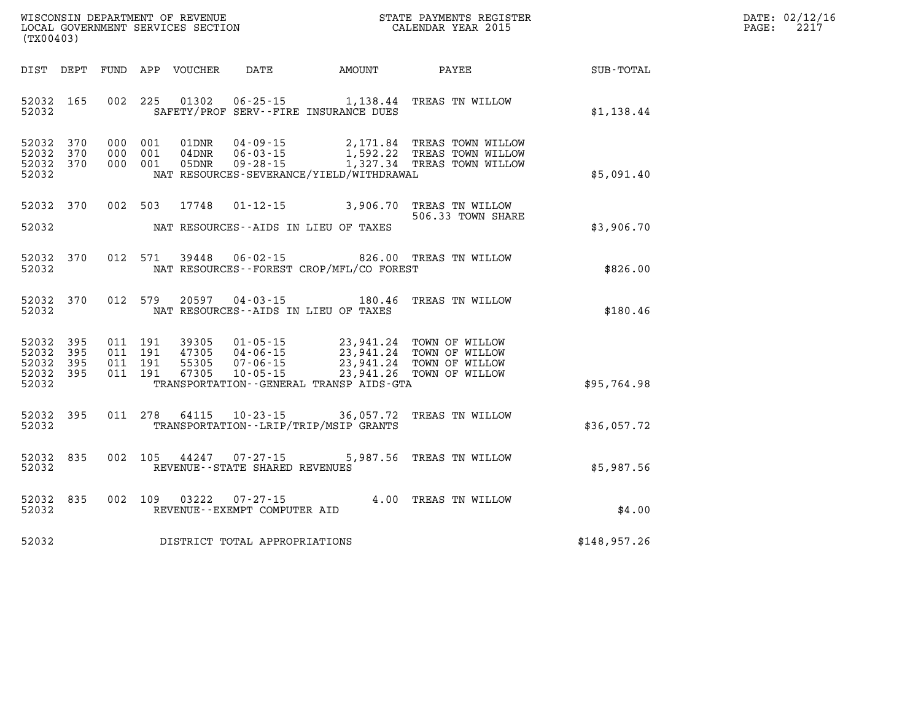WISCONSIN DEPARTMENT OF REVENUE
LOCAL GOVERNMENT SERVICES SECTION
(TX00403)

STATE PAYMENTS REGISTER
CALENDAR YEAR 2015

DATE: 02/12/16
PAGE: 2217

| DIST | DEPT | FUND | APP | VOUCHER | DATE | AMOUNT | PAYEE | SUB-TOTAL |
|---|---|---|---|---|---|---|---|---|
| 52032 | 165 | 002 | 225 | 01302 | 06-25-15 | 1,138.44 | TREAS TN WILLOW | |
| 52032 | | | | SAFETY/PROF SERV--FIRE INSURANCE DUES | | | | $1,138.44 |
| 52032 | 370 | 000 | 001 | 01DNR | 04-09-15 | 2,171.84 | TREAS TOWN WILLOW | |
| 52032 | 370 | 000 | 001 | 04DNR | 06-03-15 | 1,592.22 | TREAS TOWN WILLOW | |
| 52032 | 370 | 000 | 001 | 05DNR | 09-28-15 | 1,327.34 | TREAS TOWN WILLOW | |
| 52032 | | | | NAT RESOURCES-SEVERANCE/YIELD/WITHDRAWAL | | | | $5,091.40 |
| 52032 | 370 | 002 | 503 | 17748 | 01-12-15 | 3,906.70 | TREAS TN WILLOW 506.33 TOWN SHARE | |
| 52032 | | | | NAT RESOURCES--AIDS IN LIEU OF TAXES | | | | $3,906.70 |
| 52032 | 370 | 012 | 571 | 39448 | 06-02-15 | 826.00 | TREAS TN WILLOW | |
| 52032 | | | | NAT RESOURCES--FOREST CROP/MFL/CO FOREST | | | | $826.00 |
| 52032 | 370 | 012 | 579 | 20597 | 04-03-15 | 180.46 | TREAS TN WILLOW | |
| 52032 | | | | NAT RESOURCES--AIDS IN LIEU OF TAXES | | | | $180.46 |
| 52032 | 395 | 011 | 191 | 39305 | 01-05-15 | 23,941.24 | TOWN OF WILLOW | |
| 52032 | 395 | 011 | 191 | 47305 | 04-06-15 | 23,941.24 | TOWN OF WILLOW | |
| 52032 | 395 | 011 | 191 | 55305 | 07-06-15 | 23,941.24 | TOWN OF WILLOW | |
| 52032 | 395 | 011 | 191 | 67305 | 10-05-15 | 23,941.26 | TOWN OF WILLOW | |
| 52032 | | | | TRANSPORTATION--GENERAL TRANSP AIDS-GTA | | | | $95,764.98 |
| 52032 | 395 | 011 | 278 | 64115 | 10-23-15 | 36,057.72 | TREAS TN WILLOW | |
| 52032 | | | | TRANSPORTATION--LRIP/TRIP/MSIP GRANTS | | | | $36,057.72 |
| 52032 | 835 | 002 | 105 | 44247 | 07-27-15 | 5,987.56 | TREAS TN WILLOW | |
| 52032 | | | | REVENUE--STATE SHARED REVENUES | | | | $5,987.56 |
| 52032 | 835 | 002 | 109 | 03222 | 07-27-15 | 4.00 | TREAS TN WILLOW | |
| 52032 | | | | REVENUE--EXEMPT COMPUTER AID | | | | $4.00 |
| 52032 | | | | DISTRICT TOTAL APPROPRIATIONS | | | | $148,957.26 |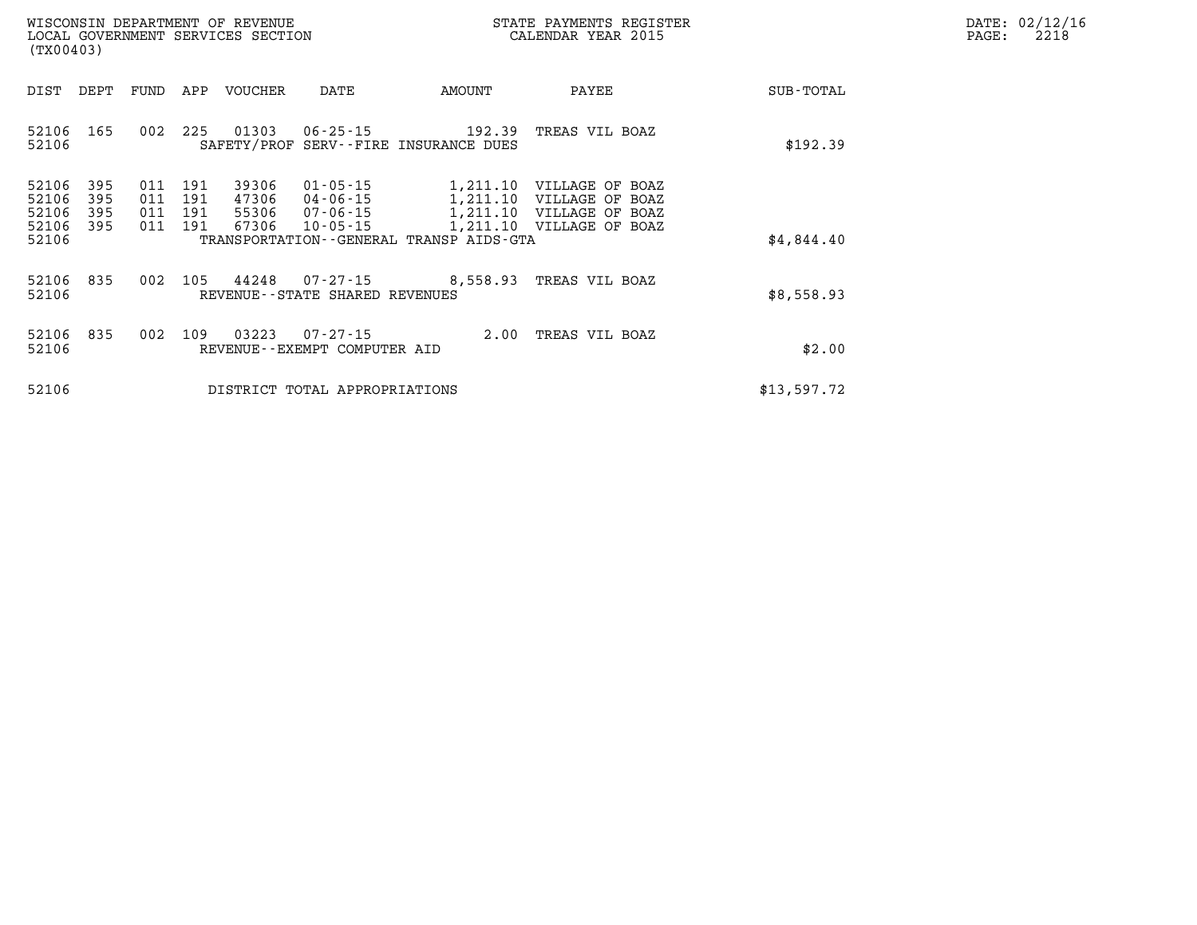WISCONSIN DEPARTMENT OF REVENUE
LOCAL GOVERNMENT SERVICES SECTION
(TX00403)

STATE PAYMENTS REGISTER
CALENDAR YEAR 2015

DATE: 02/12/16
PAGE: 2218

| DIST | DEPT | FUND | APP | VOUCHER | DATE | AMOUNT | PAYEE | SUB-TOTAL |
|---|---|---|---|---|---|---|---|---|
| 52106 | 165 | 002 | 225 | 01303 | 06-25-15 | 192.39 | TREAS VIL BOAZ | |
| 52106 | | | | SAFETY/PROF SERV--FIRE INSURANCE DUES | | | | $192.39 |
| 52106 | 395 | 011 | 191 | 39306 | 01-05-15 | 1,211.10 | VILLAGE OF BOAZ | |
| 52106 | 395 | 011 | 191 | 47306 | 04-06-15 | 1,211.10 | VILLAGE OF BOAZ | |
| 52106 | 395 | 011 | 191 | 55306 | 07-06-15 | 1,211.10 | VILLAGE OF BOAZ | |
| 52106 | 395 | 011 | 191 | 67306 | 10-05-15 | 1,211.10 | VILLAGE OF BOAZ | |
| 52106 | | | | TRANSPORTATION--GENERAL TRANSP AIDS-GTA | | | | $4,844.40 |
| 52106 | 835 | 002 | 105 | 44248 | 07-27-15 | 8,558.93 | TREAS VIL BOAZ | |
| 52106 | | | | REVENUE--STATE SHARED REVENUES | | | | $8,558.93 |
| 52106 | 835 | 002 | 109 | 03223 | 07-27-15 | 2.00 | TREAS VIL BOAZ | |
| 52106 | | | | REVENUE--EXEMPT COMPUTER AID | | | | $2.00 |
| 52106 | | | | DISTRICT TOTAL APPROPRIATIONS | | | | $13,597.72 |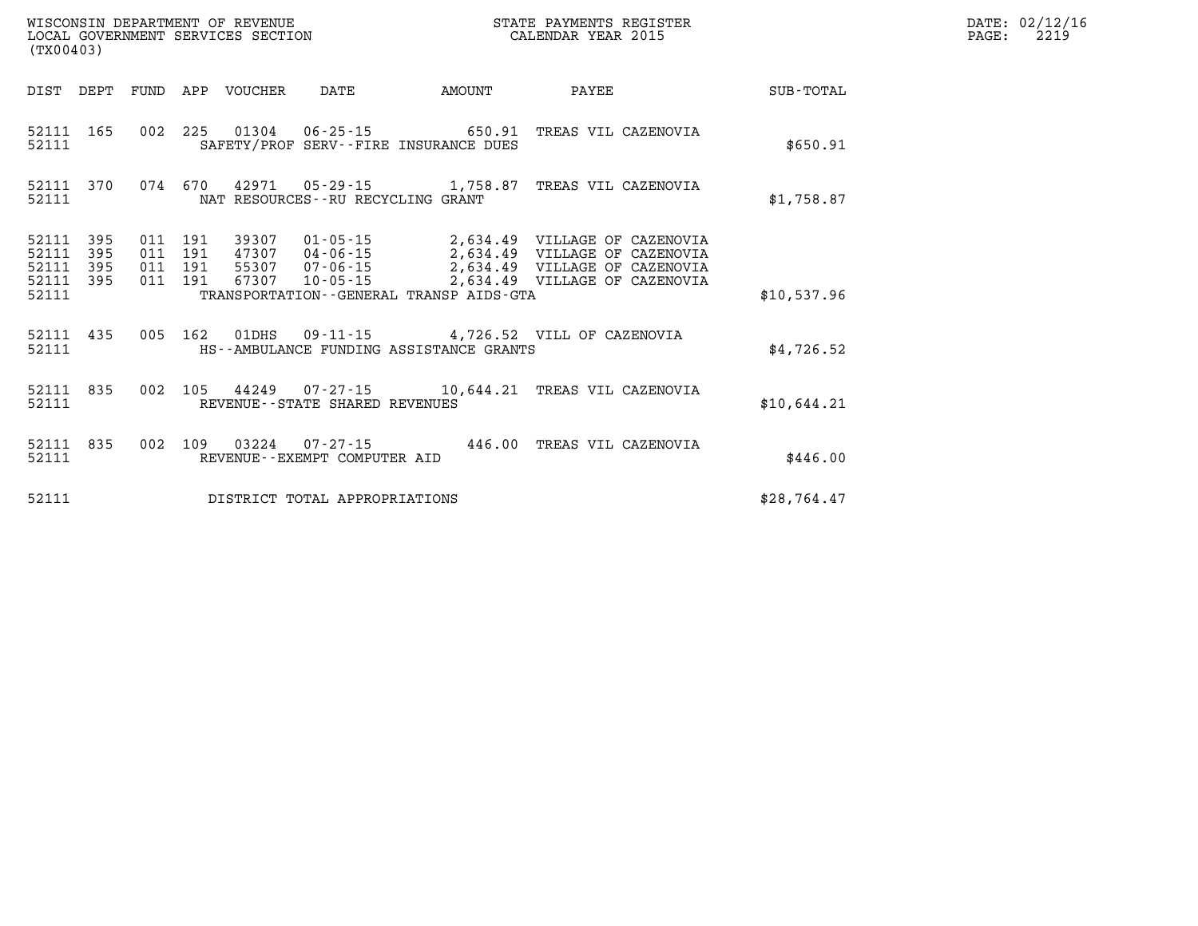WISCONSIN DEPARTMENT OF REVENUE
LOCAL GOVERNMENT SERVICES SECTION
(TX00403)

STATE PAYMENTS REGISTER
CALENDAR YEAR 2015

DATE: 02/12/16
PAGE: 2219

| DIST | DEPT | FUND | APP | VOUCHER | DATE | AMOUNT | PAYEE | SUB-TOTAL |
|---|---|---|---|---|---|---|---|---|
| 52111 | 165 | 002 | 225 | 01304 | 06-25-15 | 650.91 | TREAS VIL CAZENOVIA | |
| 52111 | | | | SAFETY/PROF SERV--FIRE INSURANCE DUES | | | | $650.91 |
| 52111 | 370 | 074 | 670 | 42971 | 05-29-15 | 1,758.87 | TREAS VIL CAZENOVIA | |
| 52111 | | | | NAT RESOURCES--RU RECYCLING GRANT | | | | $1,758.87 |
| 52111 | 395 | 011 | 191 | 39307 | 01-05-15 | 2,634.49 | VILLAGE OF CAZENOVIA | |
| 52111 | 395 | 011 | 191 | 47307 | 04-06-15 | 2,634.49 | VILLAGE OF CAZENOVIA | |
| 52111 | 395 | 011 | 191 | 55307 | 07-06-15 | 2,634.49 | VILLAGE OF CAZENOVIA | |
| 52111 | 395 | 011 | 191 | 67307 | 10-05-15 | 2,634.49 | VILLAGE OF CAZENOVIA | |
| 52111 | | | | TRANSPORTATION--GENERAL TRANSP AIDS-GTA | | | | $10,537.96 |
| 52111 | 435 | 005 | 162 | 01DHS | 09-11-15 | 4,726.52 | VILL OF CAZENOVIA | |
| 52111 | | | | HS--AMBULANCE FUNDING ASSISTANCE GRANTS | | | | $4,726.52 |
| 52111 | 835 | 002 | 105 | 44249 | 07-27-15 | 10,644.21 | TREAS VIL CAZENOVIA | |
| 52111 | | | | REVENUE--STATE SHARED REVENUES | | | | $10,644.21 |
| 52111 | 835 | 002 | 109 | 03224 | 07-27-15 | 446.00 | TREAS VIL CAZENOVIA | |
| 52111 | | | | REVENUE--EXEMPT COMPUTER AID | | | | $446.00 |
| 52111 | | | | DISTRICT TOTAL APPROPRIATIONS | | | | $28,764.47 |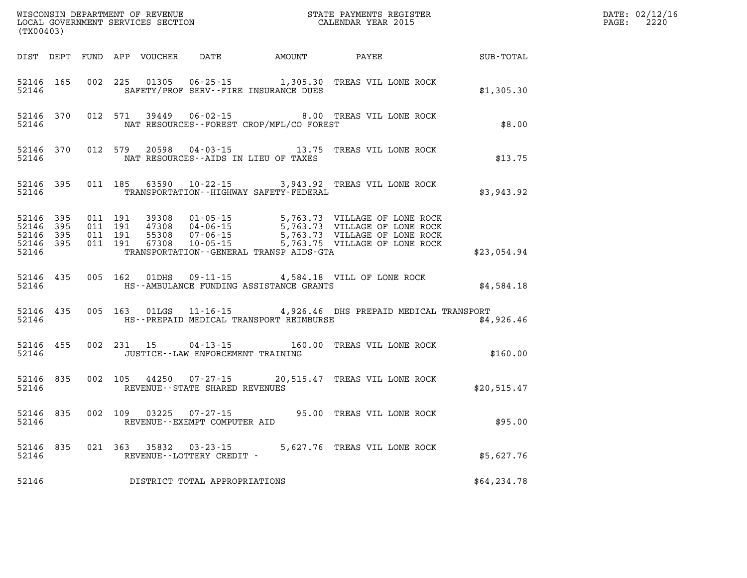WISCONSIN DEPARTMENT OF REVENUE
LOCAL GOVERNMENT SERVICES SECTION
(TX00403)

STATE PAYMENTS REGISTER
CALENDAR YEAR 2015

DATE: 02/12/16
PAGE: 2220

| DIST | DEPT | FUND | APP | VOUCHER | DATE | AMOUNT | PAYEE | SUB-TOTAL |
|---|---|---|---|---|---|---|---|---|
| 52146 | 165 | 002 | 225 | 01305 | 06-25-15 | 1,305.30 | TREAS VIL LONE ROCK | |
| 52146 | | | | SAFETY/PROF SERV--FIRE INSURANCE DUES | | | | $1,305.30 |
| 52146 | 370 | 012 | 571 | 39449 | 06-02-15 | 8.00 | TREAS VIL LONE ROCK | |
| 52146 | | | | NAT RESOURCES--FOREST CROP/MFL/CO FOREST | | | | $8.00 |
| 52146 | 370 | 012 | 579 | 20598 | 04-03-15 | 13.75 | TREAS VIL LONE ROCK | |
| 52146 | | | | NAT RESOURCES--AIDS IN LIEU OF TAXES | | | | $13.75 |
| 52146 | 395 | 011 | 185 | 63590 | 10-22-15 | 3,943.92 | TREAS VIL LONE ROCK | |
| 52146 | | | | TRANSPORTATION--HIGHWAY SAFETY-FEDERAL | | | | $3,943.92 |
| 52146 | 395 | 011 | 191 | 39308 | 01-05-15 | 5,763.73 | VILLAGE OF LONE ROCK | |
| 52146 | 395 | 011 | 191 | 47308 | 04-06-15 | 5,763.73 | VILLAGE OF LONE ROCK | |
| 52146 | 395 | 011 | 191 | 55308 | 07-06-15 | 5,763.73 | VILLAGE OF LONE ROCK | |
| 52146 | 395 | 011 | 191 | 67308 | 10-05-15 | 5,763.75 | VILLAGE OF LONE ROCK | |
| 52146 | | | | TRANSPORTATION--GENERAL TRANSP AIDS-GTA | | | | $23,054.94 |
| 52146 | 435 | 005 | 162 | 01DHS | 09-11-15 | 4,584.18 | VILL OF LONE ROCK | |
| 52146 | | | | HS--AMBULANCE FUNDING ASSISTANCE GRANTS | | | | $4,584.18 |
| 52146 | 435 | 005 | 163 | 01LGS | 11-16-15 | 4,926.46 | DHS PREPAID MEDICAL TRANSPORT | |
| 52146 | | | | HS--PREPAID MEDICAL TRANSPORT REIMBURSE | | | | $4,926.46 |
| 52146 | 455 | 002 | 231 | 15 | 04-13-15 | 160.00 | TREAS VIL LONE ROCK | |
| 52146 | | | | JUSTICE--LAW ENFORCEMENT TRAINING | | | | $160.00 |
| 52146 | 835 | 002 | 105 | 44250 | 07-27-15 | 20,515.47 | TREAS VIL LONE ROCK | |
| 52146 | | | | REVENUE--STATE SHARED REVENUES | | | | $20,515.47 |
| 52146 | 835 | 002 | 109 | 03225 | 07-27-15 | 95.00 | TREAS VIL LONE ROCK | |
| 52146 | | | | REVENUE--EXEMPT COMPUTER AID | | | | $95.00 |
| 52146 | 835 | 021 | 363 | 35832 | 03-23-15 | 5,627.76 | TREAS VIL LONE ROCK | |
| 52146 | | | | REVENUE--LOTTERY CREDIT - | | | | $5,627.76 |
| 52146 | | | | DISTRICT TOTAL APPROPRIATIONS | | | | $64,234.78 |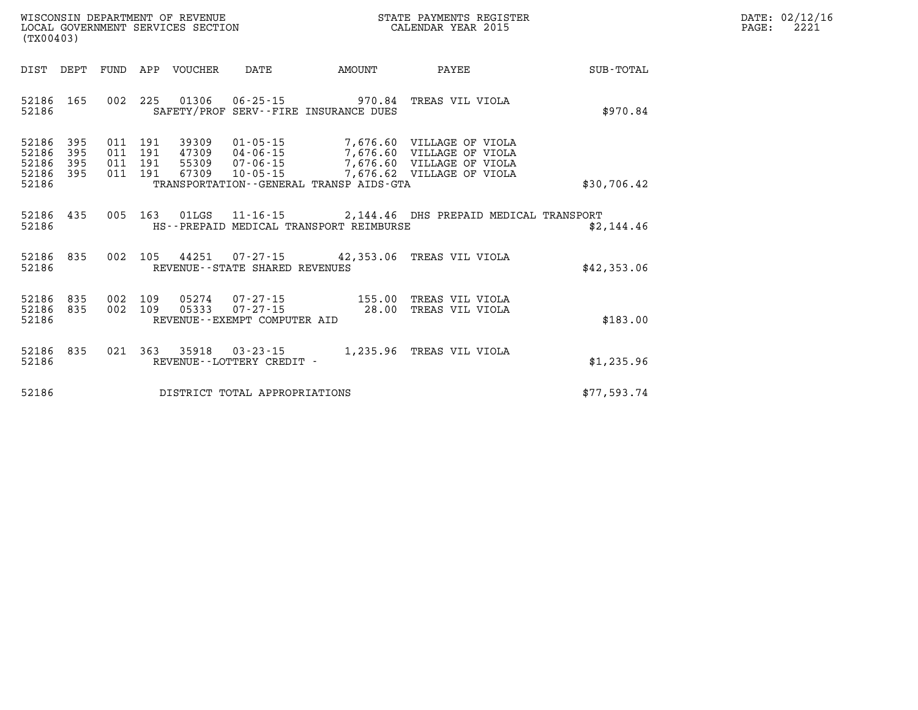WISCONSIN DEPARTMENT OF REVENUE
LOCAL GOVERNMENT SERVICES SECTION
(TX00403)

STATE PAYMENTS REGISTER
CALENDAR YEAR 2015

DATE: 02/12/16
PAGE: 2221

| DIST | DEPT | FUND | APP | VOUCHER | DATE | AMOUNT | PAYEE | SUB-TOTAL |
|---|---|---|---|---|---|---|---|---|
| 52186 | 165 | 002 | 225 | 01306 | 06-25-15 | 970.84 | TREAS VIL VIOLA | |
| 52186 | | | | SAFETY/PROF SERV--FIRE INSURANCE DUES | | | | \$970.84 |
| 52186 | 395 | 011 | 191 | 39309 | 01-05-15 | 7,676.60 | VILLAGE OF VIOLA | |
| 52186 | 395 | 011 | 191 | 47309 | 04-06-15 | 7,676.60 | VILLAGE OF VIOLA | |
| 52186 | 395 | 011 | 191 | 55309 | 07-06-15 | 7,676.60 | VILLAGE OF VIOLA | |
| 52186 | 395 | 011 | 191 | 67309 | 10-05-15 | 7,676.62 | VILLAGE OF VIOLA | |
| 52186 | | | | TRANSPORTATION--GENERAL TRANSP AIDS-GTA | | | | \$30,706.42 |
| 52186 | 435 | 005 | 163 | 01LGS | 11-16-15 | 2,144.46 | DHS PREPAID MEDICAL TRANSPORT | |
| 52186 | | | | HS--PREPAID MEDICAL TRANSPORT REIMBURSE | | | | \$2,144.46 |
| 52186 | 835 | 002 | 105 | 44251 | 07-27-15 | 42,353.06 | TREAS VIL VIOLA | |
| 52186 | | | | REVENUE--STATE SHARED REVENUES | | | | \$42,353.06 |
| 52186 | 835 | 002 | 109 | 05274 | 07-27-15 | 155.00 | TREAS VIL VIOLA | |
| 52186 | 835 | 002 | 109 | 05333 | 07-27-15 | 28.00 | TREAS VIL VIOLA | |
| 52186 | | | | REVENUE--EXEMPT COMPUTER AID | | | | \$183.00 |
| 52186 | 835 | 021 | 363 | 35918 | 03-23-15 | 1,235.96 | TREAS VIL VIOLA | |
| 52186 | | | | REVENUE--LOTTERY CREDIT - | | | | \$1,235.96 |
| 52186 | | | | DISTRICT TOTAL APPROPRIATIONS | | | | \$77,593.74 |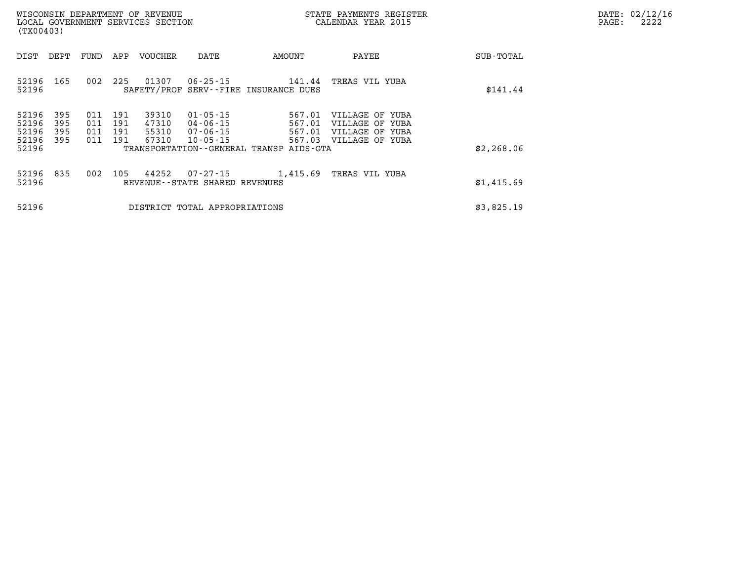WISCONSIN DEPARTMENT OF REVENUE
LOCAL GOVERNMENT SERVICES SECTION
(TX00403)

STATE PAYMENTS REGISTER
CALENDAR YEAR 2015

DATE: 02/12/16
PAGE: 2222

| DIST | DEPT | FUND | APP | VOUCHER | DATE | AMOUNT | PAYEE | SUB-TOTAL |
|---|---|---|---|---|---|---|---|---|
| 52196 | 165 | 002 | 225 | 01307 | 06-25-15 | 141.44 | TREAS VIL YUBA | |
| 52196 | | | | SAFETY/PROF SERV--FIRE INSURANCE DUES | | | | $141.44 |
| 52196 | 395 | 011 | 191 | 39310 | 01-05-15 | 567.01 | VILLAGE OF YUBA | |
| 52196 | 395 | 011 | 191 | 47310 | 04-06-15 | 567.01 | VILLAGE OF YUBA | |
| 52196 | 395 | 011 | 191 | 55310 | 07-06-15 | 567.01 | VILLAGE OF YUBA | |
| 52196 | 395 | 011 | 191 | 67310 | 10-05-15 | 567.03 | VILLAGE OF YUBA | |
| 52196 | | | | TRANSPORTATION--GENERAL TRANSP AIDS-GTA | | | | $2,268.06 |
| 52196 | 835 | 002 | 105 | 44252 | 07-27-15 | 1,415.69 | TREAS VIL YUBA | |
| 52196 | | | | REVENUE--STATE SHARED REVENUES | | | | $1,415.69 |
| 52196 | | | | DISTRICT TOTAL APPROPRIATIONS | | | | $3,825.19 |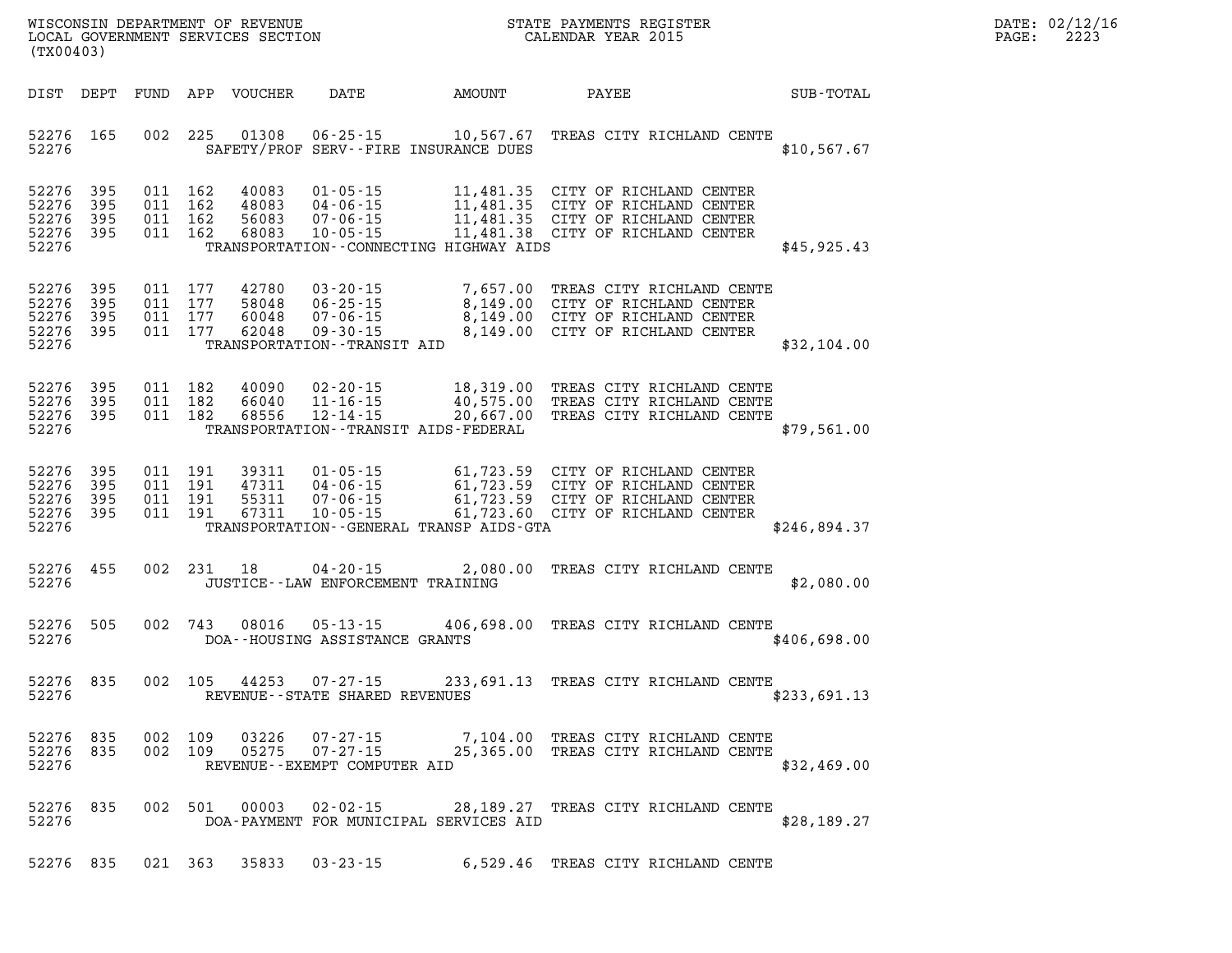| DIST | DEPT | FUND | APP | VOUCHER | DATE | AMOUNT | PAYEE | SUB-TOTAL |
|---|---|---|---|---|---|---|---|---|
| 52276 | 165 | 002 | 225 | 01308 | 06-25-15 | 10,567.67 | TREAS CITY RICHLAND CENTE | |
| 52276 | | | | | SAFETY/PROF SERV--FIRE INSURANCE DUES | | | $10,567.67 |
| 52276 | 395 | 011 | 162 | 40083 | 01-05-15 | 11,481.35 | CITY OF RICHLAND CENTER | |
| 52276 | 395 | 011 | 162 | 48083 | 04-06-15 | 11,481.35 | CITY OF RICHLAND CENTER | |
| 52276 | 395 | 011 | 162 | 56083 | 07-06-15 | 11,481.35 | CITY OF RICHLAND CENTER | |
| 52276 | 395 | 011 | 162 | 68083 | 10-05-15 | 11,481.38 | CITY OF RICHLAND CENTER | |
| 52276 | | | | | TRANSPORTATION--CONNECTING HIGHWAY AIDS | | | $45,925.43 |
| 52276 | 395 | 011 | 177 | 42780 | 03-20-15 | 7,657.00 | TREAS CITY RICHLAND CENTE | |
| 52276 | 395 | 011 | 177 | 58048 | 06-25-15 | 8,149.00 | CITY OF RICHLAND CENTER | |
| 52276 | 395 | 011 | 177 | 60048 | 07-06-15 | 8,149.00 | CITY OF RICHLAND CENTER | |
| 52276 | 395 | 011 | 177 | 62048 | 09-30-15 | 8,149.00 | CITY OF RICHLAND CENTER | |
| 52276 | | | | | TRANSPORTATION--TRANSIT AID | | | $32,104.00 |
| 52276 | 395 | 011 | 182 | 40090 | 02-20-15 | 18,319.00 | TREAS CITY RICHLAND CENTE | |
| 52276 | 395 | 011 | 182 | 66040 | 11-16-15 | 40,575.00 | TREAS CITY RICHLAND CENTE | |
| 52276 | 395 | 011 | 182 | 68556 | 12-14-15 | 20,667.00 | TREAS CITY RICHLAND CENTE | |
| 52276 | | | | | TRANSPORTATION--TRANSIT AIDS-FEDERAL | | | $79,561.00 |
| 52276 | 395 | 011 | 191 | 39311 | 01-05-15 | 61,723.59 | CITY OF RICHLAND CENTER | |
| 52276 | 395 | 011 | 191 | 47311 | 04-06-15 | 61,723.59 | CITY OF RICHLAND CENTER | |
| 52276 | 395 | 011 | 191 | 55311 | 07-06-15 | 61,723.59 | CITY OF RICHLAND CENTER | |
| 52276 | 395 | 011 | 191 | 67311 | 10-05-15 | 61,723.60 | CITY OF RICHLAND CENTER | |
| 52276 | | | | | TRANSPORTATION--GENERAL TRANSP AIDS-GTA | | | $246,894.37 |
| 52276 | 455 | 002 | 231 | 18 | 04-20-15 | 2,080.00 | TREAS CITY RICHLAND CENTE | |
| 52276 | | | | | JUSTICE--LAW ENFORCEMENT TRAINING | | | $2,080.00 |
| 52276 | 505 | 002 | 743 | 08016 | 05-13-15 | 406,698.00 | TREAS CITY RICHLAND CENTE | |
| 52276 | | | | | DOA--HOUSING ASSISTANCE GRANTS | | | $406,698.00 |
| 52276 | 835 | 002 | 105 | 44253 | 07-27-15 | 233,691.13 | TREAS CITY RICHLAND CENTE | |
| 52276 | | | | | REVENUE--STATE SHARED REVENUES | | | $233,691.13 |
| 52276 | 835 | 002 | 109 | 03226 | 07-27-15 | 7,104.00 | TREAS CITY RICHLAND CENTE | |
| 52276 | 835 | 002 | 109 | 05275 | 07-27-15 | 25,365.00 | TREAS CITY RICHLAND CENTE | |
| 52276 | | | | | REVENUE--EXEMPT COMPUTER AID | | | $32,469.00 |
| 52276 | 835 | 002 | 501 | 00003 | 02-02-15 | 28,189.27 | TREAS CITY RICHLAND CENTE | |
| 52276 | | | | | DOA-PAYMENT FOR MUNICIPAL SERVICES AID | | | $28,189.27 |
| 52276 | 835 | 021 | 363 | 35833 | 03-23-15 | 6,529.46 | TREAS CITY RICHLAND CENTE | |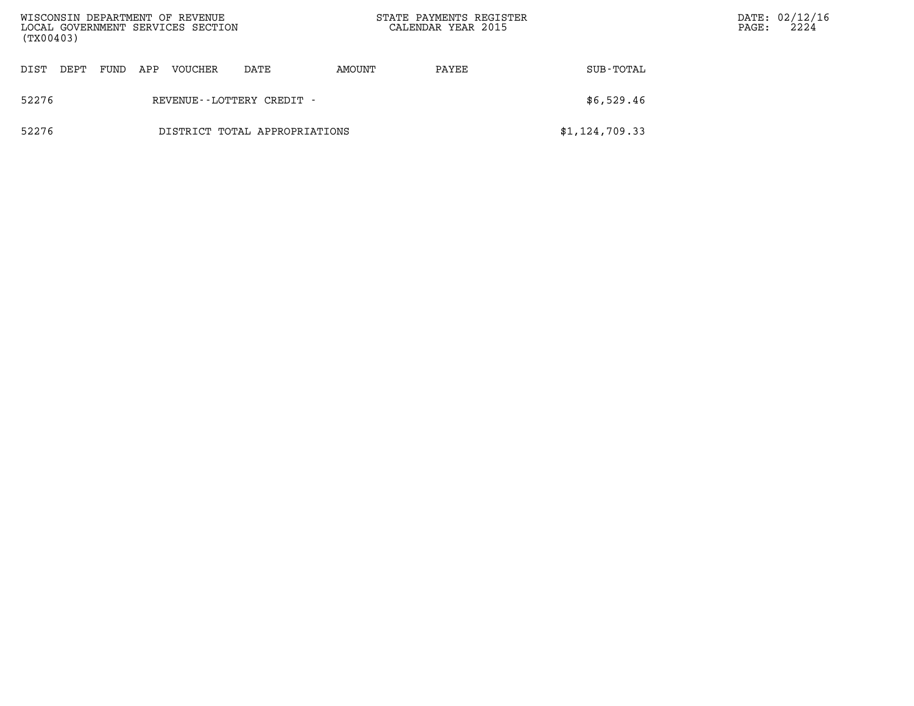| DIST | DEPT | FUND | APP | VOUCHER | DATE | AMOUNT | PAYEE | SUB-TOTAL |
|---|---|---|---|---|---|---|---|---|
| 52276 | | | | REVENUE--LOTTERY CREDIT - | | | | $6,529.46 |
| 52276 | | | | DISTRICT TOTAL APPROPRIATIONS | | | | $1,124,709.33 |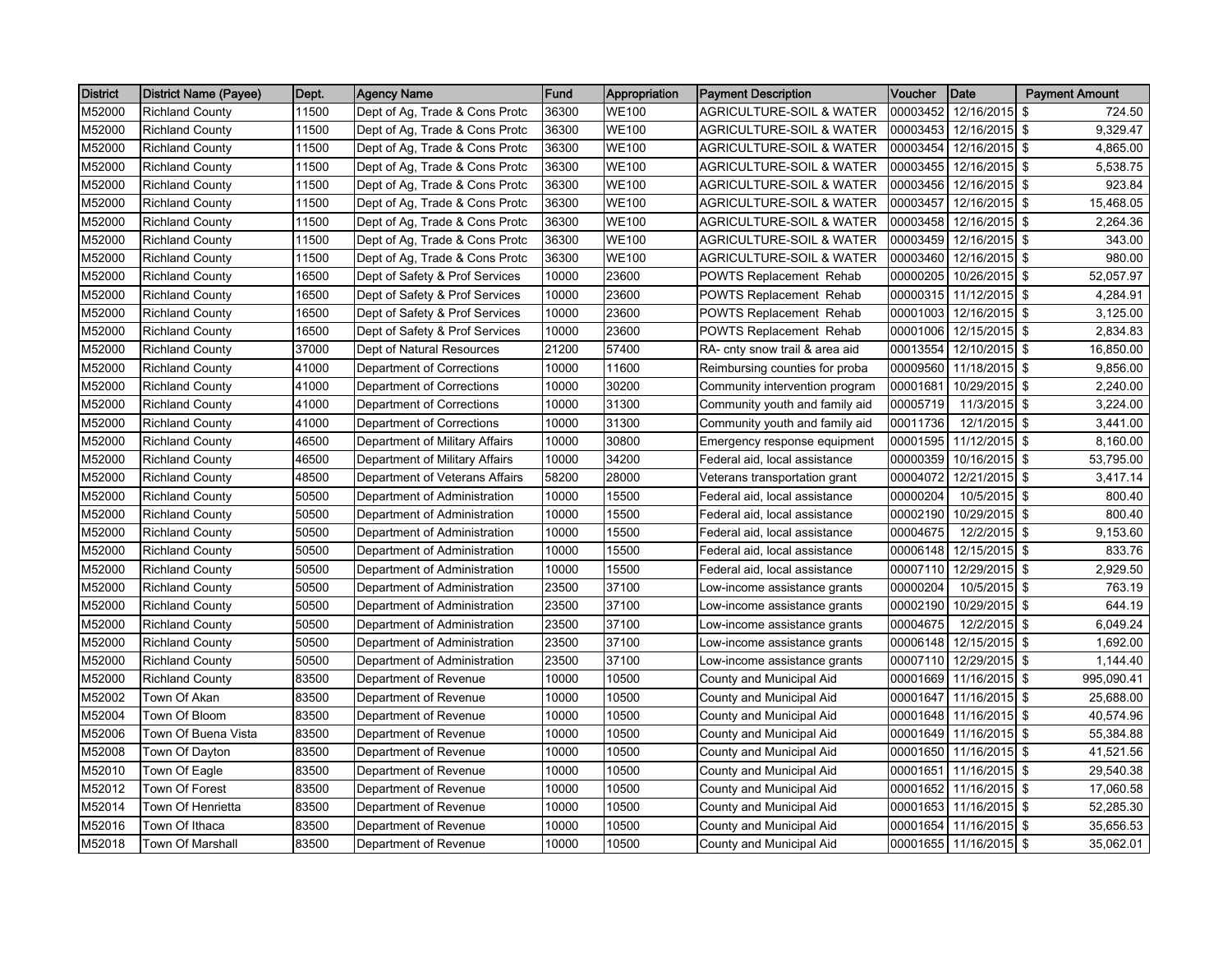| District | District Name (Payee) | Dept. | Agency Name | Fund | Appropriation | Payment Description | Voucher | Date | Payment Amount |
|---|---|---|---|---|---|---|---|---|---|
| M52000 | Richland County | 11500 | Dept of Ag, Trade & Cons Protc | 36300 | WE100 | AGRICULTURE-SOIL & WATER | 00003452 | 12/16/2015 | $ 724.50 |
| M52000 | Richland County | 11500 | Dept of Ag, Trade & Cons Protc | 36300 | WE100 | AGRICULTURE-SOIL & WATER | 00003453 | 12/16/2015 | $ 9,329.47 |
| M52000 | Richland County | 11500 | Dept of Ag, Trade & Cons Protc | 36300 | WE100 | AGRICULTURE-SOIL & WATER | 00003454 | 12/16/2015 | $ 4,865.00 |
| M52000 | Richland County | 11500 | Dept of Ag, Trade & Cons Protc | 36300 | WE100 | AGRICULTURE-SOIL & WATER | 00003455 | 12/16/2015 | $ 5,538.75 |
| M52000 | Richland County | 11500 | Dept of Ag, Trade & Cons Protc | 36300 | WE100 | AGRICULTURE-SOIL & WATER | 00003456 | 12/16/2015 | $ 923.84 |
| M52000 | Richland County | 11500 | Dept of Ag, Trade & Cons Protc | 36300 | WE100 | AGRICULTURE-SOIL & WATER | 00003457 | 12/16/2015 | $ 15,468.05 |
| M52000 | Richland County | 11500 | Dept of Ag, Trade & Cons Protc | 36300 | WE100 | AGRICULTURE-SOIL & WATER | 00003458 | 12/16/2015 | $ 2,264.36 |
| M52000 | Richland County | 11500 | Dept of Ag, Trade & Cons Protc | 36300 | WE100 | AGRICULTURE-SOIL & WATER | 00003459 | 12/16/2015 | $ 343.00 |
| M52000 | Richland County | 11500 | Dept of Ag, Trade & Cons Protc | 36300 | WE100 | AGRICULTURE-SOIL & WATER | 00003460 | 12/16/2015 | $ 980.00 |
| M52000 | Richland County | 16500 | Dept of Safety & Prof Services | 10000 | 23600 | POWTS Replacement Rehab | 00000205 | 10/26/2015 | $ 52,057.97 |
| M52000 | Richland County | 16500 | Dept of Safety & Prof Services | 10000 | 23600 | POWTS Replacement Rehab | 00000315 | 11/12/2015 | $ 4,284.91 |
| M52000 | Richland County | 16500 | Dept of Safety & Prof Services | 10000 | 23600 | POWTS Replacement Rehab | 00001003 | 12/16/2015 | $ 3,125.00 |
| M52000 | Richland County | 16500 | Dept of Safety & Prof Services | 10000 | 23600 | POWTS Replacement Rehab | 00001006 | 12/15/2015 | $ 2,834.83 |
| M52000 | Richland County | 37000 | Dept of Natural Resources | 21200 | 57400 | RA- cnty snow trail & area aid | 00013554 | 12/10/2015 | $ 16,850.00 |
| M52000 | Richland County | 41000 | Department of Corrections | 10000 | 11600 | Reimbursing counties for proba | 00009560 | 11/18/2015 | $ 9,856.00 |
| M52000 | Richland County | 41000 | Department of Corrections | 10000 | 30200 | Community intervention program | 00001681 | 10/29/2015 | $ 2,240.00 |
| M52000 | Richland County | 41000 | Department of Corrections | 10000 | 31300 | Community youth and family aid | 00005719 | 11/3/2015 | $ 3,224.00 |
| M52000 | Richland County | 41000 | Department of Corrections | 10000 | 31300 | Community youth and family aid | 00011736 | 12/1/2015 | $ 3,441.00 |
| M52000 | Richland County | 46500 | Department of Military Affairs | 10000 | 30800 | Emergency response equipment | 00001595 | 11/12/2015 | $ 8,160.00 |
| M52000 | Richland County | 46500 | Department of Military Affairs | 10000 | 34200 | Federal aid, local assistance | 00000359 | 10/16/2015 | $ 53,795.00 |
| M52000 | Richland County | 48500 | Department of Veterans Affairs | 58200 | 28000 | Veterans transportation grant | 00004072 | 12/21/2015 | $ 3,417.14 |
| M52000 | Richland County | 50500 | Department of Administration | 10000 | 15500 | Federal aid, local assistance | 00000204 | 10/5/2015 | $ 800.40 |
| M52000 | Richland County | 50500 | Department of Administration | 10000 | 15500 | Federal aid, local assistance | 00002190 | 10/29/2015 | $ 800.40 |
| M52000 | Richland County | 50500 | Department of Administration | 10000 | 15500 | Federal aid, local assistance | 00004675 | 12/2/2015 | $ 9,153.60 |
| M52000 | Richland County | 50500 | Department of Administration | 10000 | 15500 | Federal aid, local assistance | 00006148 | 12/15/2015 | $ 833.76 |
| M52000 | Richland County | 50500 | Department of Administration | 10000 | 15500 | Federal aid, local assistance | 00007110 | 12/29/2015 | $ 2,929.50 |
| M52000 | Richland County | 50500 | Department of Administration | 23500 | 37100 | Low-income assistance grants | 00000204 | 10/5/2015 | $ 763.19 |
| M52000 | Richland County | 50500 | Department of Administration | 23500 | 37100 | Low-income assistance grants | 00002190 | 10/29/2015 | $ 644.19 |
| M52000 | Richland County | 50500 | Department of Administration | 23500 | 37100 | Low-income assistance grants | 00004675 | 12/2/2015 | $ 6,049.24 |
| M52000 | Richland County | 50500 | Department of Administration | 23500 | 37100 | Low-income assistance grants | 00006148 | 12/15/2015 | $ 1,692.00 |
| M52000 | Richland County | 50500 | Department of Administration | 23500 | 37100 | Low-income assistance grants | 00007110 | 12/29/2015 | $ 1,144.40 |
| M52000 | Richland County | 83500 | Department of Revenue | 10000 | 10500 | County and Municipal Aid | 00001669 | 11/16/2015 | $ 995,090.41 |
| M52002 | Town Of Akan | 83500 | Department of Revenue | 10000 | 10500 | County and Municipal Aid | 00001647 | 11/16/2015 | $ 25,688.00 |
| M52004 | Town Of Bloom | 83500 | Department of Revenue | 10000 | 10500 | County and Municipal Aid | 00001648 | 11/16/2015 | $ 40,574.96 |
| M52006 | Town Of Buena Vista | 83500 | Department of Revenue | 10000 | 10500 | County and Municipal Aid | 00001649 | 11/16/2015 | $ 55,384.88 |
| M52008 | Town Of Dayton | 83500 | Department of Revenue | 10000 | 10500 | County and Municipal Aid | 00001650 | 11/16/2015 | $ 41,521.56 |
| M52010 | Town Of Eagle | 83500 | Department of Revenue | 10000 | 10500 | County and Municipal Aid | 00001651 | 11/16/2015 | $ 29,540.38 |
| M52012 | Town Of Forest | 83500 | Department of Revenue | 10000 | 10500 | County and Municipal Aid | 00001652 | 11/16/2015 | $ 17,060.58 |
| M52014 | Town Of Henrietta | 83500 | Department of Revenue | 10000 | 10500 | County and Municipal Aid | 00001653 | 11/16/2015 | $ 52,285.30 |
| M52016 | Town Of Ithaca | 83500 | Department of Revenue | 10000 | 10500 | County and Municipal Aid | 00001654 | 11/16/2015 | $ 35,656.53 |
| M52018 | Town Of Marshall | 83500 | Department of Revenue | 10000 | 10500 | County and Municipal Aid | 00001655 | 11/16/2015 | $ 35,062.01 |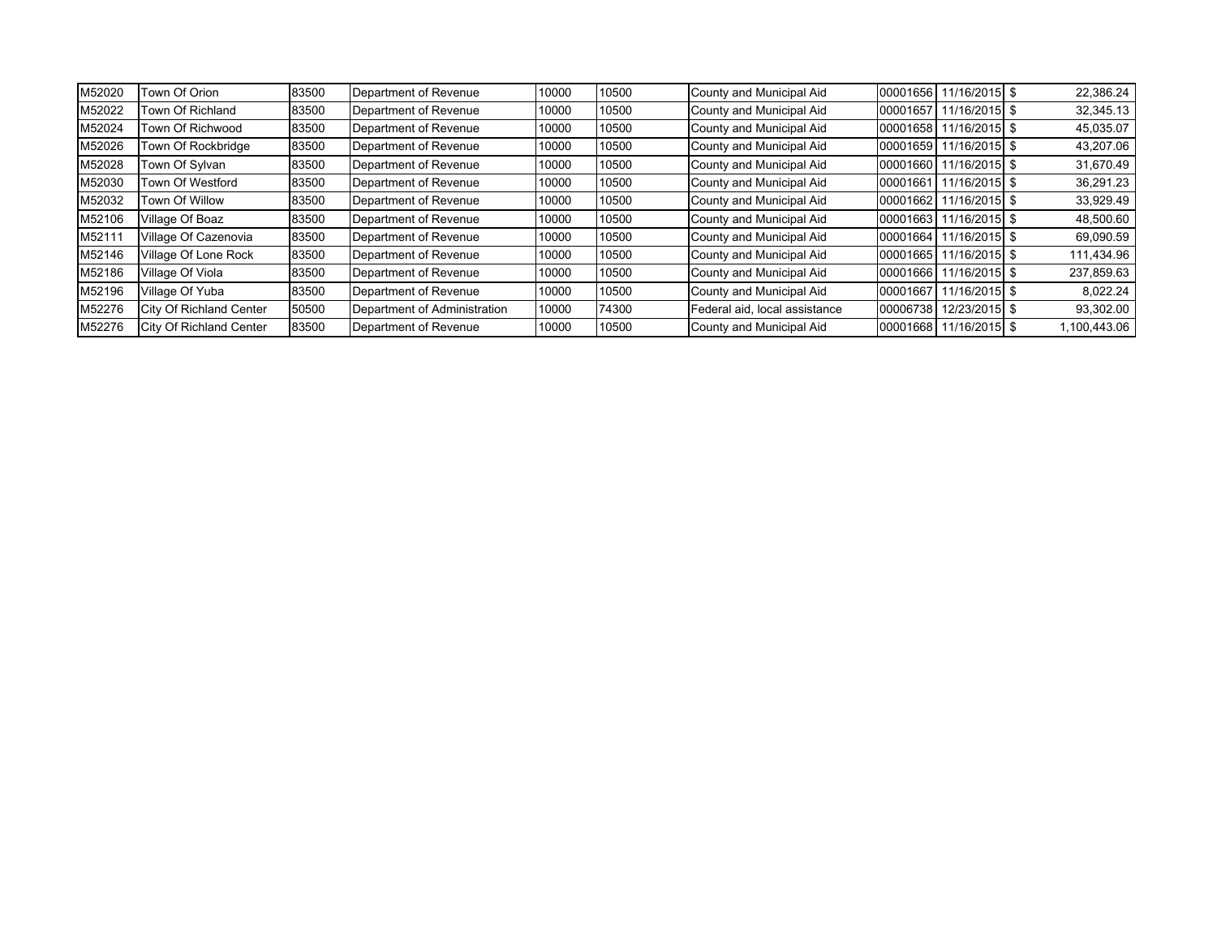| | | | | | | | | | | |
|---|---|---|---|---|---|---|---|---|---|---|
| M52020 | Town Of Orion | 83500 | Department of Revenue | 10000 | 10500 | County and Municipal Aid | 00001656 | 11/16/2015 | $ | 22,386.24 |
| M52022 | Town Of Richland | 83500 | Department of Revenue | 10000 | 10500 | County and Municipal Aid | 00001657 | 11/16/2015 | $ | 32,345.13 |
| M52024 | Town Of Richwood | 83500 | Department of Revenue | 10000 | 10500 | County and Municipal Aid | 00001658 | 11/16/2015 | $ | 45,035.07 |
| M52026 | Town Of Rockbridge | 83500 | Department of Revenue | 10000 | 10500 | County and Municipal Aid | 00001659 | 11/16/2015 | $ | 43,207.06 |
| M52028 | Town Of Sylvan | 83500 | Department of Revenue | 10000 | 10500 | County and Municipal Aid | 00001660 | 11/16/2015 | $ | 31,670.49 |
| M52030 | Town Of Westford | 83500 | Department of Revenue | 10000 | 10500 | County and Municipal Aid | 00001661 | 11/16/2015 | $ | 36,291.23 |
| M52032 | Town Of Willow | 83500 | Department of Revenue | 10000 | 10500 | County and Municipal Aid | 00001662 | 11/16/2015 | $ | 33,929.49 |
| M52106 | Village Of Boaz | 83500 | Department of Revenue | 10000 | 10500 | County and Municipal Aid | 00001663 | 11/16/2015 | $ | 48,500.60 |
| M52111 | Village Of Cazenovia | 83500 | Department of Revenue | 10000 | 10500 | County and Municipal Aid | 00001664 | 11/16/2015 | $ | 69,090.59 |
| M52146 | Village Of Lone Rock | 83500 | Department of Revenue | 10000 | 10500 | County and Municipal Aid | 00001665 | 11/16/2015 | $ | 111,434.96 |
| M52186 | Village Of Viola | 83500 | Department of Revenue | 10000 | 10500 | County and Municipal Aid | 00001666 | 11/16/2015 | $ | 237,859.63 |
| M52196 | Village Of Yuba | 83500 | Department of Revenue | 10000 | 10500 | County and Municipal Aid | 00001667 | 11/16/2015 | $ | 8,022.24 |
| M52276 | City Of Richland Center | 50500 | Department of Administration | 10000 | 74300 | Federal aid, local assistance | 00006738 | 12/23/2015 | $ | 93,302.00 |
| M52276 | City Of Richland Center | 83500 | Department of Revenue | 10000 | 10500 | County and Municipal Aid | 00001668 | 11/16/2015 | $ | 1,100,443.06 |